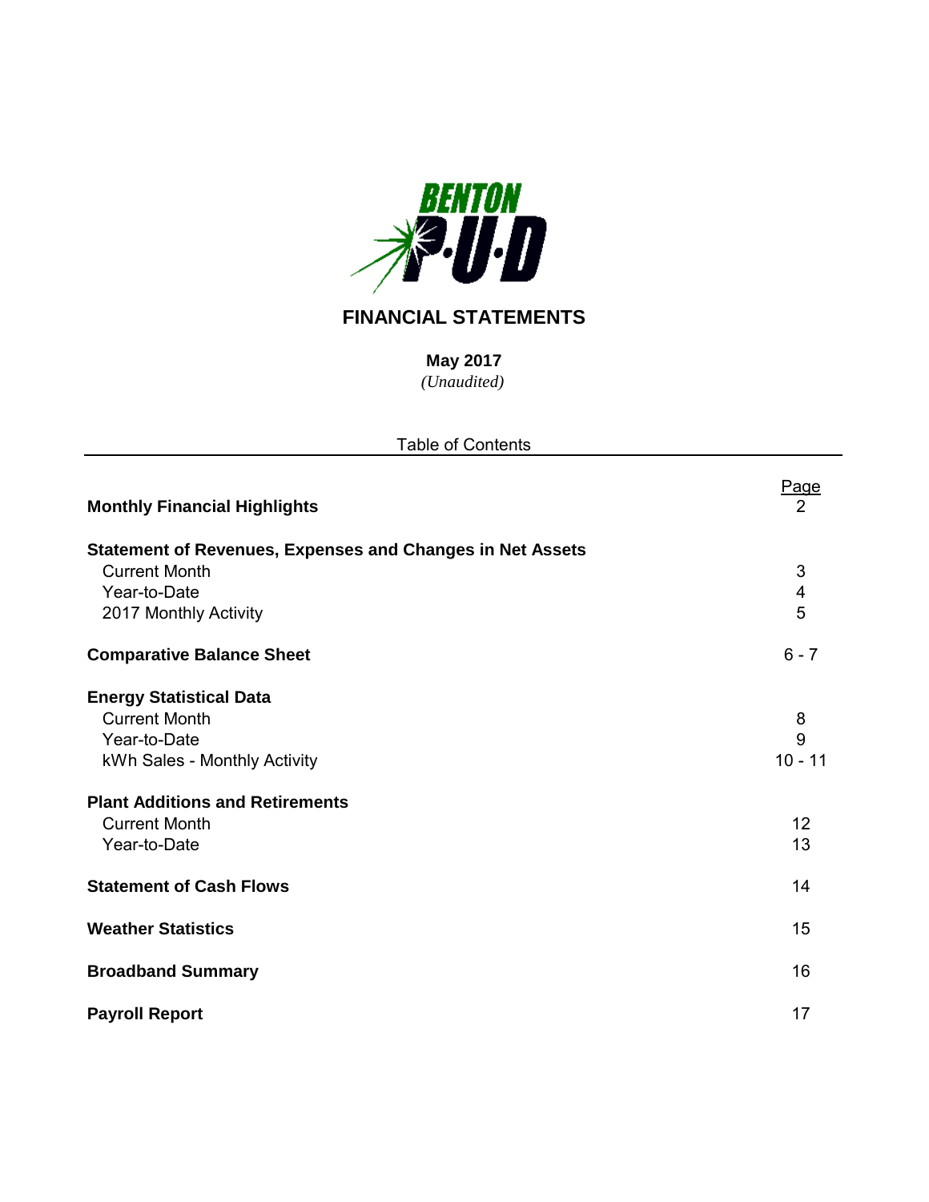BENTON P·U·D

# FINANCIAL STATEMENTS

**May 2017**
*(Unaudited)*

Table of Contents

| | Page |
|---|---|
| **Monthly Financial Highlights** | 2 |
| **Statement of Revenues, Expenses and Changes in Net Assets** | |
| Current Month | 3 |
| Year-to-Date | 4 |
| 2017 Monthly Activity | 5 |
| **Comparative Balance Sheet** | 6 - 7 |
| **Energy Statistical Data** | |
| Current Month | 8 |
| Year-to-Date | 9 |
| kWh Sales - Monthly Activity | 10 - 11 |
| **Plant Additions and Retirements** | |
| Current Month | 12 |
| Year-to-Date | 13 |
| **Statement of Cash Flows** | 14 |
| **Weather Statistics** | 15 |
| **Broadband Summary** | 16 |
| **Payroll Report** | 17 |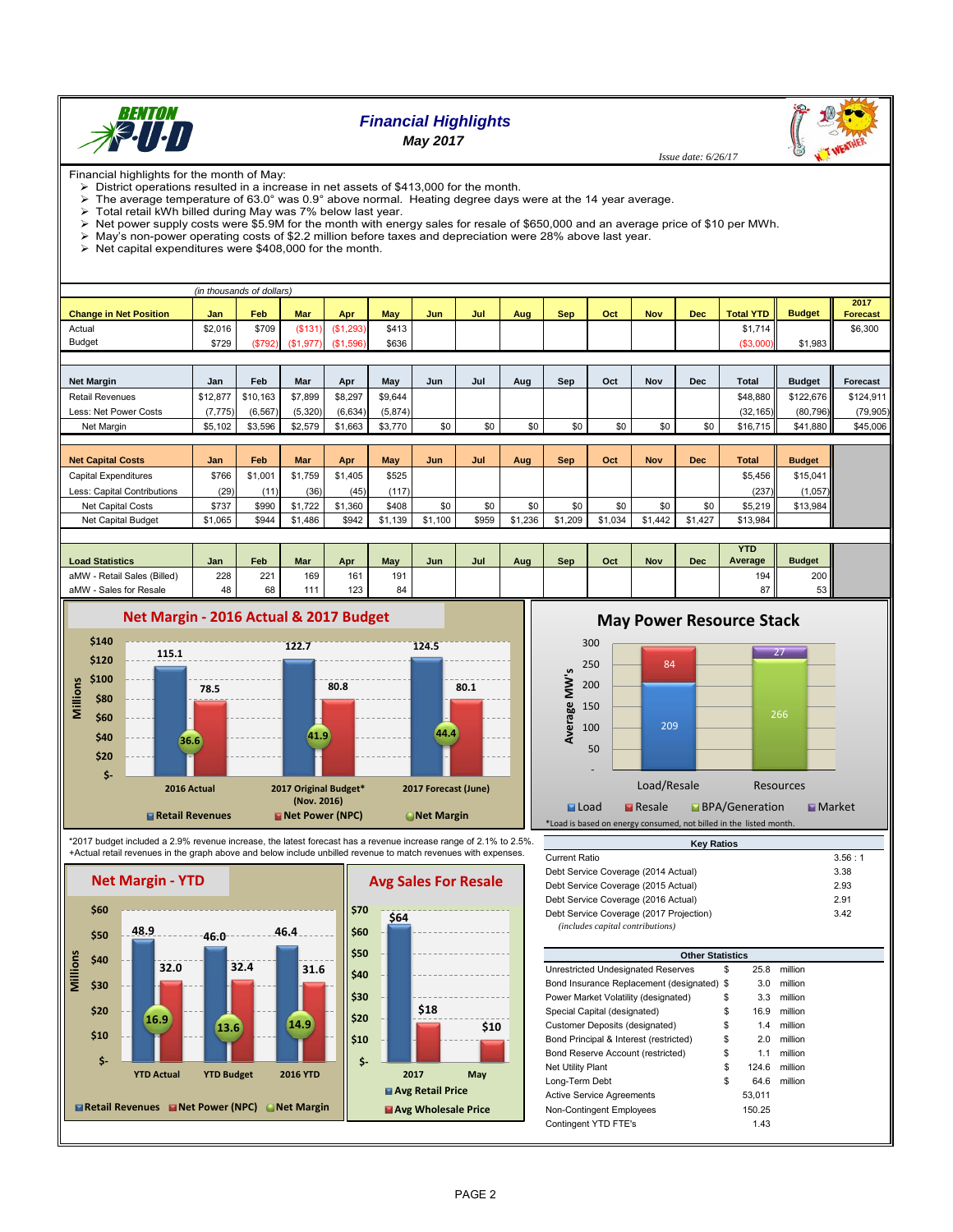# Financial Highlights

## May 2017

*Issue date: 6/26/17*

Financial highlights for the month of May:

- District operations resulted in a increase in net assets of $413,000 for the month.
- The average temperature of 63.0° was 0.9° above normal. Heating degree days were at the 14 year average.
- Total retail kWh billed during May was 7% below last year.
- Net power supply costs were $5.9M for the month with energy sales for resale of $650,000 and an average price of $10 per MWh.
- May's non-power operating costs of $2.2 million before taxes and depreciation were 28% above last year.
- Net capital expenditures were $408,000 for the month.

*(in thousands of dollars)*

| Change in Net Position | Jan | Feb | Mar | Apr | May | Jun | Jul | Aug | Sep | Oct | Nov | Dec | Total YTD | Budget | 2017 Forecast |
|---|---|---|---|---|---|---|---|---|---|---|---|---|---|---|---|
| Actual | $2,016 | $709 | ($131) | ($1,293) | $413 | | | | | | | | $1,714 | | $6,300 |
| Budget | $729 | ($792) | ($1,977) | ($1,596) | $636 | | | | | | | | ($3,000) | $1,983 | |

| Net Margin | Jan | Feb | Mar | Apr | May | Jun | Jul | Aug | Sep | Oct | Nov | Dec | Total | Budget | Forecast |
|---|---|---|---|---|---|---|---|---|---|---|---|---|---|---|---|
| Retail Revenues | $12,877 | $10,163 | $7,899 | $8,297 | $9,644 | | | | | | | | $48,880 | $122,676 | $124,911 |
| Less: Net Power Costs | (7,775) | (6,567) | (5,320) | (6,634) | (5,874) | | | | | | | | (32,165) | (80,796) | (79,905) |
| Net Margin | $5,102 | $3,596 | $2,579 | $1,663 | $3,770 | $0 | $0 | $0 | $0 | $0 | $0 | $0 | $16,715 | $41,880 | $45,006 |

| Net Capital Costs | Jan | Feb | Mar | Apr | May | Jun | Jul | Aug | Sep | Oct | Nov | Dec | Total | Budget |
|---|---|---|---|---|---|---|---|---|---|---|---|---|---|---|
| Capital Expenditures | $766 | $1,001 | $1,759 | $1,405 | $525 | | | | | | | | $5,456 | $15,041 |
| Less: Capital Contributions | (29) | (11) | (36) | (45) | (117) | | | | | | | | (237) | (1,057) |
| Net Capital Costs | $737 | $990 | $1,722 | $1,360 | $408 | $0 | $0 | $0 | $0 | $0 | $0 | $0 | $5,219 | $13,984 |
| Net Capital Budget | $1,065 | $944 | $1,486 | $942 | $1,139 | $1,100 | $959 | $1,236 | $1,209 | $1,034 | $1,442 | $1,427 | $13,984 | |

| Load Statistics | Jan | Feb | Mar | Apr | May | Jun | Jul | Aug | Sep | Oct | Nov | Dec | YTD Average | Budget |
|---|---|---|---|---|---|---|---|---|---|---|---|---|---|---|
| aMW - Retail Sales (Billed) | 228 | 221 | 169 | 161 | 191 | | | | | | | | 194 | 200 |
| aMW - Sales for Resale | 48 | 68 | 111 | 123 | 84 | | | | | | | | 87 | 53 |

### Net Margin - 2016 Actual & 2017 Budget

| (Millions) | Retail Revenues | Net Power (NPC) | Net Margin |
|---|---|---|---|
| 2016 Actual | 115.1 | 78.5 | 36.6 |
| 2017 Original Budget* (Nov. 2016) | 122.7 | 80.8 | 41.9 |
| 2017 Forecast (June) | 124.5 | 80.1 | 44.4 |

### May Power Resource Stack

| Average MW's | Load | Resale | BPA/Generation | Market |
|---|---|---|---|---|
| Load/Resale | 209 | 84 | | |
| Resources | | | 266 | 27 |

*Load is based on energy consumed, not billed in the listed month.

*2017 budget included a 2.9% revenue increase, the latest forecast has a revenue increase range of 2.1% to 2.5%.
+Actual retail revenues in the graph above and below include unbilled revenue to match revenues with expenses.

### Net Margin - YTD

| (Millions) | Retail Revenues | Net Power (NPC) | Net Margin |
|---|---|---|---|
| YTD Actual | 48.9 | 32.0 | 16.9 |
| YTD Budget | 46.0 | 32.4 | 13.6 |
| 2016 YTD | 46.4 | 31.6 | 14.9 |

### Avg Sales For Resale

| | Avg Retail Price | Avg Wholesale Price |
|---|---|---|
| 2017 | $64 | $18 |
| May | | $10 |

| Key Ratios | |
|---|---|
| Current Ratio | 3.56 : 1 |
| Debt Service Coverage (2014 Actual) | 3.38 |
| Debt Service Coverage (2015 Actual) | 2.93 |
| Debt Service Coverage (2016 Actual) | 2.91 |
| Debt Service Coverage (2017 Projection) *(includes capital contributions)* | 3.42 |

| Other Statistics | | | |
|---|---|---|---|
| Unrestricted Undesignated Reserves | $ | 25.8 | million |
| Bond Insurance Replacement (designated) | $ | 3.0 | million |
| Power Market Volatility (designated) | $ | 3.3 | million |
| Special Capital (designated) | $ | 16.9 | million |
| Customer Deposits (designated) | $ | 1.4 | million |
| Bond Principal & Interest (restricted) | $ | 2.0 | million |
| Bond Reserve Account (restricted) | $ | 1.1 | million |
| Net Utility Plant | $ | 124.6 | million |
| Long-Term Debt | $ | 64.6 | million |
| Active Service Agreements | | 53,011 | |
| Non-Contingent Employees | | 150.25 | |
| Contingent YTD FTE's | | 1.43 | |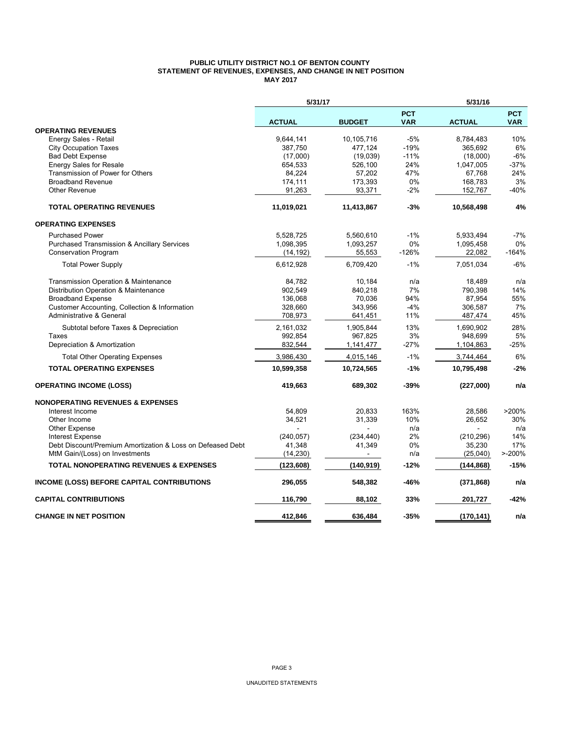**PUBLIC UTILITY DISTRICT NO.1 OF BENTON COUNTY**
**STATEMENT OF REVENUES, EXPENSES, AND CHANGE IN NET POSITION**
**MAY 2017**

| | 5/31/17 | | | 5/31/16 | |
|---|---|---|---|---|---|
| | **ACTUAL** | **BUDGET** | **PCT VAR** | **ACTUAL** | **PCT VAR** |
| **OPERATING REVENUES** | | | | | |
| Energy Sales - Retail | 9,644,141 | 10,105,716 | -5% | 8,784,483 | 10% |
| City Occupation Taxes | 387,750 | 477,124 | -19% | 365,692 | 6% |
| Bad Debt Expense | (17,000) | (19,039) | -11% | (18,000) | -6% |
| Energy Sales for Resale | 654,533 | 526,100 | 24% | 1,047,005 | -37% |
| Transmission of Power for Others | 84,224 | 57,202 | 47% | 67,768 | 24% |
| Broadband Revenue | 174,111 | 173,393 | 0% | 168,783 | 3% |
| Other Revenue | 91,263 | 93,371 | -2% | 152,767 | -40% |
| **TOTAL OPERATING REVENUES** | **11,019,021** | **11,413,867** | **-3%** | **10,568,498** | **4%** |
| **OPERATING EXPENSES** | | | | | |
| Purchased Power | 5,528,725 | 5,560,610 | -1% | 5,933,494 | -7% |
| Purchased Transmission & Ancillary Services | 1,098,395 | 1,093,257 | 0% | 1,095,458 | 0% |
| Conservation Program | (14,192) | 55,553 | -126% | 22,082 | -164% |
| Total Power Supply | 6,612,928 | 6,709,420 | -1% | 7,051,034 | -6% |
| Transmission Operation & Maintenance | 84,782 | 10,184 | n/a | 18,489 | n/a |
| Distribution Operation & Maintenance | 902,549 | 840,218 | 7% | 790,398 | 14% |
| Broadband Expense | 136,068 | 70,036 | 94% | 87,954 | 55% |
| Customer Accounting, Collection & Information | 328,660 | 343,956 | -4% | 306,587 | 7% |
| Administrative & General | 708,973 | 641,451 | 11% | 487,474 | 45% |
| Subtotal before Taxes & Depreciation | 2,161,032 | 1,905,844 | 13% | 1,690,902 | 28% |
| Taxes | 992,854 | 967,825 | 3% | 948,699 | 5% |
| Depreciation & Amortization | 832,544 | 1,141,477 | -27% | 1,104,863 | -25% |
| Total Other Operating Expenses | 3,986,430 | 4,015,146 | -1% | 3,744,464 | 6% |
| **TOTAL OPERATING EXPENSES** | **10,599,358** | **10,724,565** | **-1%** | **10,795,498** | **-2%** |
| **OPERATING INCOME (LOSS)** | **419,663** | **689,302** | **-39%** | **(227,000)** | **n/a** |
| **NONOPERATING REVENUES & EXPENSES** | | | | | |
| Interest Income | 54,809 | 20,833 | 163% | 28,586 | >200% |
| Other Income | 34,521 | 31,339 | 10% | 26,652 | 30% |
| Other Expense | - | - | n/a | - | n/a |
| Interest Expense | (240,057) | (234,440) | 2% | (210,296) | 14% |
| Debt Discount/Premium Amortization & Loss on Defeased Debt | 41,348 | 41,349 | 0% | 35,230 | 17% |
| MtM Gain/(Loss) on Investments | (14,230) | - | n/a | (25,040) | >-200% |
| **TOTAL NONOPERATING REVENUES & EXPENSES** | **(123,608)** | **(140,919)** | **-12%** | **(144,868)** | **-15%** |
| **INCOME (LOSS) BEFORE CAPITAL CONTRIBUTIONS** | **296,055** | **548,382** | **-46%** | **(371,868)** | **n/a** |
| **CAPITAL CONTRIBUTIONS** | **116,790** | **88,102** | **33%** | **201,727** | **-42%** |
| **CHANGE IN NET POSITION** | **412,846** | **636,484** | **-35%** | **(170,141)** | **n/a** |

UNAUDITED STATEMENTS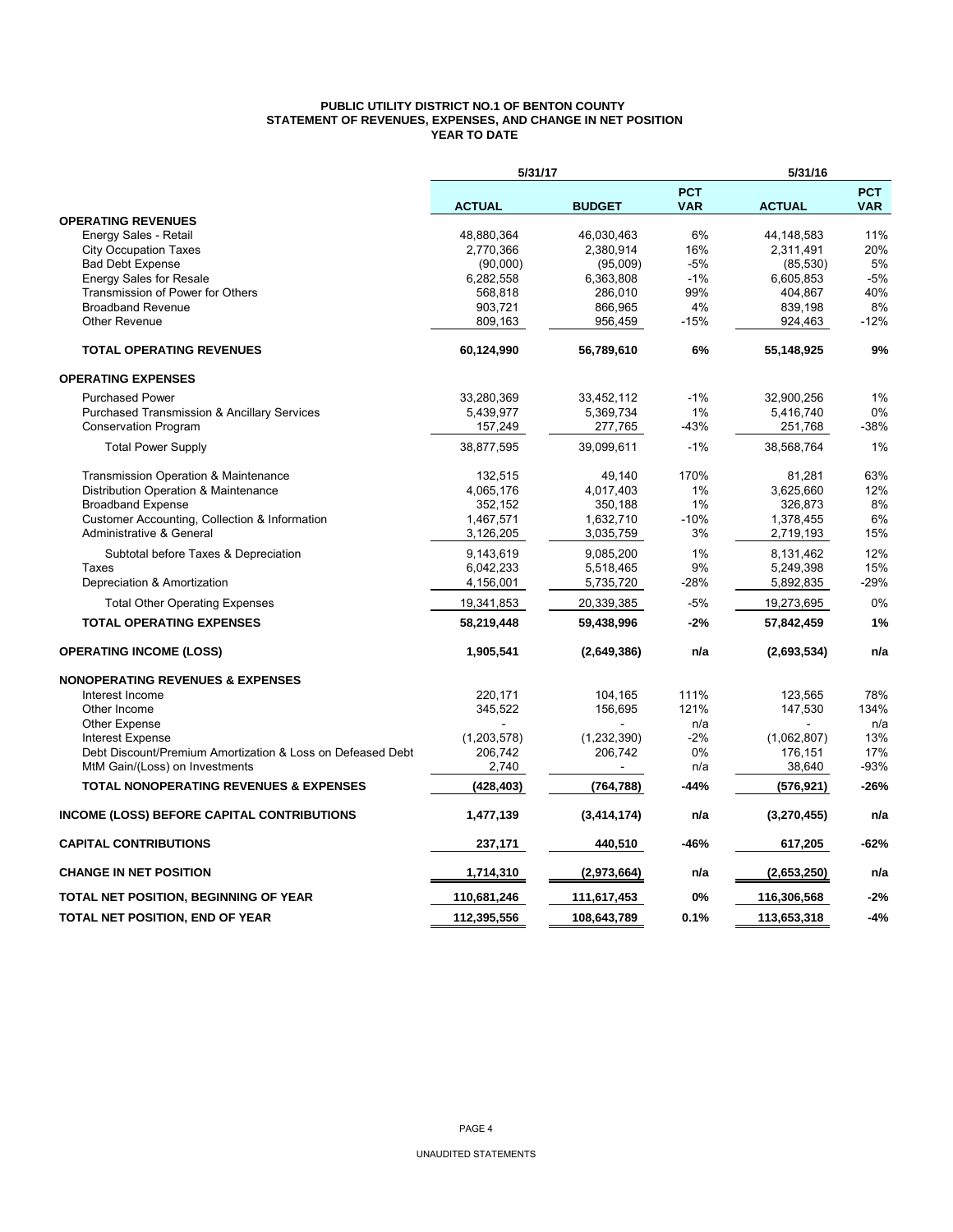**PUBLIC UTILITY DISTRICT NO.1 OF BENTON COUNTY**
**STATEMENT OF REVENUES, EXPENSES, AND CHANGE IN NET POSITION**
**YEAR TO DATE**

| | 5/31/17 | | | 5/31/16 | |
|---|---|---|---|---|---|
| | **ACTUAL** | **BUDGET** | **PCT VAR** | **ACTUAL** | **PCT VAR** |
| **OPERATING REVENUES** | | | | | |
| Energy Sales - Retail | 48,880,364 | 46,030,463 | 6% | 44,148,583 | 11% |
| City Occupation Taxes | 2,770,366 | 2,380,914 | 16% | 2,311,491 | 20% |
| Bad Debt Expense | (90,000) | (95,009) | -5% | (85,530) | 5% |
| Energy Sales for Resale | 6,282,558 | 6,363,808 | -1% | 6,605,853 | -5% |
| Transmission of Power for Others | 568,818 | 286,010 | 99% | 404,867 | 40% |
| Broadband Revenue | 903,721 | 866,965 | 4% | 839,198 | 8% |
| Other Revenue | 809,163 | 956,459 | -15% | 924,463 | -12% |
| **TOTAL OPERATING REVENUES** | **60,124,990** | **56,789,610** | **6%** | **55,148,925** | **9%** |
| **OPERATING EXPENSES** | | | | | |
| Purchased Power | 33,280,369 | 33,452,112 | -1% | 32,900,256 | 1% |
| Purchased Transmission & Ancillary Services | 5,439,977 | 5,369,734 | 1% | 5,416,740 | 0% |
| Conservation Program | 157,249 | 277,765 | -43% | 251,768 | -38% |
| Total Power Supply | 38,877,595 | 39,099,611 | -1% | 38,568,764 | 1% |
| Transmission Operation & Maintenance | 132,515 | 49,140 | 170% | 81,281 | 63% |
| Distribution Operation & Maintenance | 4,065,176 | 4,017,403 | 1% | 3,625,660 | 12% |
| Broadband Expense | 352,152 | 350,188 | 1% | 326,873 | 8% |
| Customer Accounting, Collection & Information | 1,467,571 | 1,632,710 | -10% | 1,378,455 | 6% |
| Administrative & General | 3,126,205 | 3,035,759 | 3% | 2,719,193 | 15% |
| Subtotal before Taxes & Depreciation | 9,143,619 | 9,085,200 | 1% | 8,131,462 | 12% |
| Taxes | 6,042,233 | 5,518,465 | 9% | 5,249,398 | 15% |
| Depreciation & Amortization | 4,156,001 | 5,735,720 | -28% | 5,892,835 | -29% |
| Total Other Operating Expenses | 19,341,853 | 20,339,385 | -5% | 19,273,695 | 0% |
| **TOTAL OPERATING EXPENSES** | **58,219,448** | **59,438,996** | **-2%** | **57,842,459** | **1%** |
| **OPERATING INCOME (LOSS)** | **1,905,541** | **(2,649,386)** | **n/a** | **(2,693,534)** | **n/a** |
| **NONOPERATING REVENUES & EXPENSES** | | | | | |
| Interest Income | 220,171 | 104,165 | 111% | 123,565 | 78% |
| Other Income | 345,522 | 156,695 | 121% | 147,530 | 134% |
| Other Expense | - | - | n/a | - | n/a |
| Interest Expense | (1,203,578) | (1,232,390) | -2% | (1,062,807) | 13% |
| Debt Discount/Premium Amortization & Loss on Defeased Debt | 206,742 | 206,742 | 0% | 176,151 | 17% |
| MtM Gain/(Loss) on Investments | 2,740 | - | n/a | 38,640 | -93% |
| **TOTAL NONOPERATING REVENUES & EXPENSES** | **(428,403)** | **(764,788)** | **-44%** | **(576,921)** | **-26%** |
| **INCOME (LOSS) BEFORE CAPITAL CONTRIBUTIONS** | **1,477,139** | **(3,414,174)** | **n/a** | **(3,270,455)** | **n/a** |
| **CAPITAL CONTRIBUTIONS** | **237,171** | **440,510** | **-46%** | **617,205** | **-62%** |
| **CHANGE IN NET POSITION** | **1,714,310** | **(2,973,664)** | **n/a** | **(2,653,250)** | **n/a** |
| **TOTAL NET POSITION, BEGINNING OF YEAR** | **110,681,246** | **111,617,453** | **0%** | **116,306,568** | **-2%** |
| **TOTAL NET POSITION, END OF YEAR** | **112,395,556** | **108,643,789** | **0.1%** | **113,653,318** | **-4%** |

UNAUDITED STATEMENTS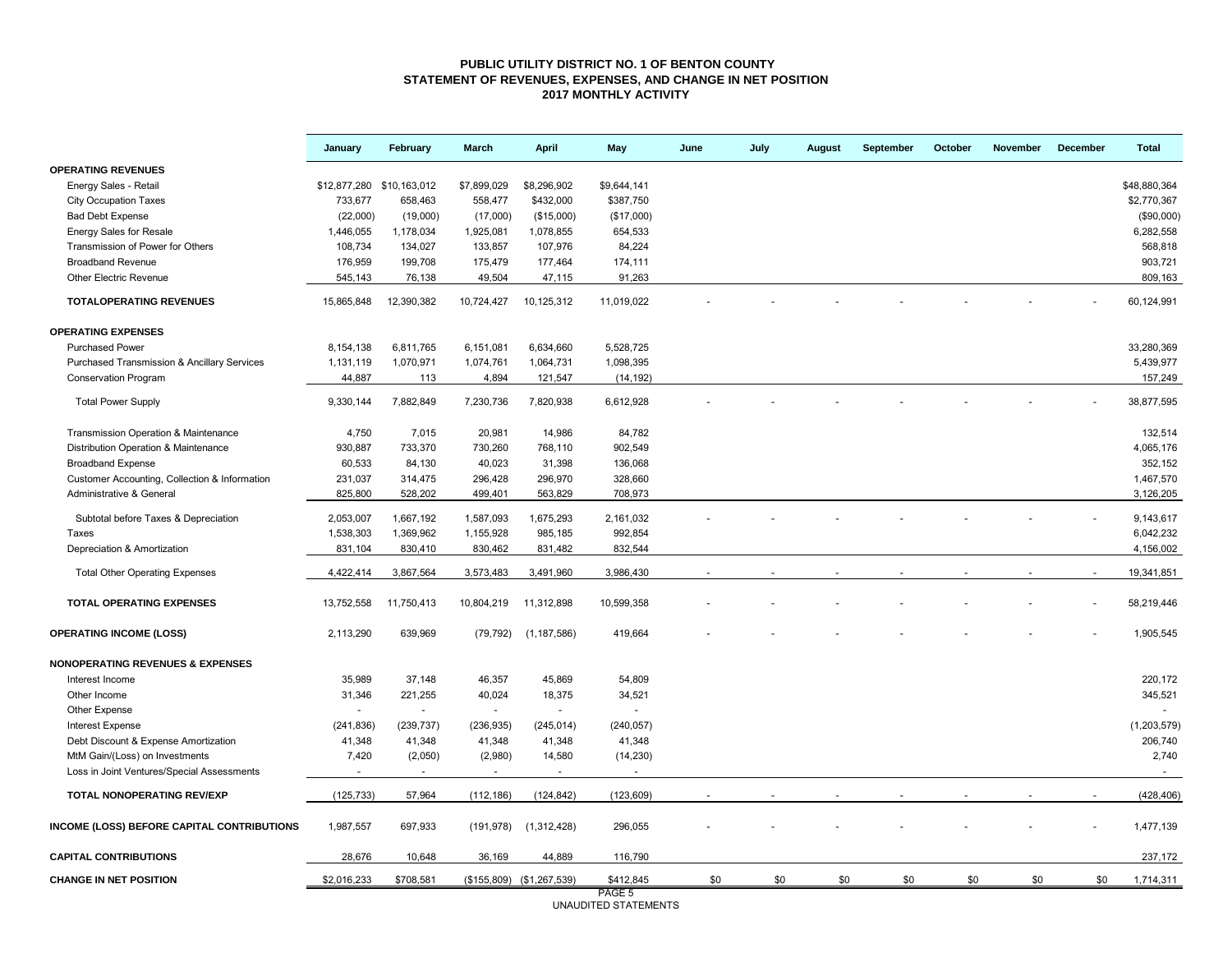**PUBLIC UTILITY DISTRICT NO. 1 OF BENTON COUNTY**
**STATEMENT OF REVENUES, EXPENSES, AND CHANGE IN NET POSITION**
**2017 MONTHLY ACTIVITY**

| | January | February | March | April | May | June | July | August | September | October | November | December | Total |
|---|---|---|---|---|---|---|---|---|---|---|---|---|---|
| **OPERATING REVENUES** | | | | | | | | | | | | | |
| Energy Sales - Retail | $12,877,280 | $10,163,012 | $7,899,029 | $8,296,902 | $9,644,141 | | | | | | | | $48,880,364 |
| City Occupation Taxes | 733,677 | 658,463 | 558,477 | $432,000 | $387,750 | | | | | | | | $2,770,367 |
| Bad Debt Expense | (22,000) | (19,000) | (17,000) | ($15,000) | ($17,000) | | | | | | | | ($90,000) |
| Energy Sales for Resale | 1,446,055 | 1,178,034 | 1,925,081 | 1,078,855 | 654,533 | | | | | | | | 6,282,558 |
| Transmission of Power for Others | 108,734 | 134,027 | 133,857 | 107,976 | 84,224 | | | | | | | | 568,818 |
| Broadband Revenue | 176,959 | 199,708 | 175,479 | 177,464 | 174,111 | | | | | | | | 903,721 |
| Other Electric Revenue | 545,143 | 76,138 | 49,504 | 47,115 | 91,263 | | | | | | | | 809,163 |
| **TOTALOPERATING REVENUES** | 15,865,848 | 12,390,382 | 10,724,427 | 10,125,312 | 11,019,022 | - | - | - | - | - | - | - | 60,124,991 |
| **OPERATING EXPENSES** | | | | | | | | | | | | | |
| Purchased Power | 8,154,138 | 6,811,765 | 6,151,081 | 6,634,660 | 5,528,725 | | | | | | | | 33,280,369 |
| Purchased Transmission & Ancillary Services | 1,131,119 | 1,070,971 | 1,074,761 | 1,064,731 | 1,098,395 | | | | | | | | 5,439,977 |
| Conservation Program | 44,887 | 113 | 4,894 | 121,547 | (14,192) | | | | | | | | 157,249 |
| Total Power Supply | 9,330,144 | 7,882,849 | 7,230,736 | 7,820,938 | 6,612,928 | - | - | - | - | - | - | - | 38,877,595 |
| Transmission Operation & Maintenance | 4,750 | 7,015 | 20,981 | 14,986 | 84,782 | | | | | | | | 132,514 |
| Distribution Operation & Maintenance | 930,887 | 733,370 | 730,260 | 768,110 | 902,549 | | | | | | | | 4,065,176 |
| Broadband Expense | 60,533 | 84,130 | 40,023 | 31,398 | 136,068 | | | | | | | | 352,152 |
| Customer Accounting, Collection & Information | 231,037 | 314,475 | 296,428 | 296,970 | 328,660 | | | | | | | | 1,467,570 |
| Administrative & General | 825,800 | 528,202 | 499,401 | 563,829 | 708,973 | | | | | | | | 3,126,205 |
| Subtotal before Taxes & Depreciation | 2,053,007 | 1,667,192 | 1,587,093 | 1,675,293 | 2,161,032 | - | - | - | - | - | - | - | 9,143,617 |
| Taxes | 1,538,303 | 1,369,962 | 1,155,928 | 985,185 | 992,854 | | | | | | | | 6,042,232 |
| Depreciation & Amortization | 831,104 | 830,410 | 830,462 | 831,482 | 832,544 | | | | | | | | 4,156,002 |
| Total Other Operating Expenses | 4,422,414 | 3,867,564 | 3,573,483 | 3,491,960 | 3,986,430 | - | - | - | - | - | - | - | 19,341,851 |
| **TOTAL OPERATING EXPENSES** | 13,752,558 | 11,750,413 | 10,804,219 | 11,312,898 | 10,599,358 | - | - | - | - | - | - | - | 58,219,446 |
| **OPERATING INCOME (LOSS)** | 2,113,290 | 639,969 | (79,792) | (1,187,586) | 419,664 | - | - | - | - | - | - | - | 1,905,545 |
| **NONOPERATING REVENUES & EXPENSES** | | | | | | | | | | | | | |
| Interest Income | 35,989 | 37,148 | 46,357 | 45,869 | 54,809 | | | | | | | | 220,172 |
| Other Income | 31,346 | 221,255 | 40,024 | 18,375 | 34,521 | | | | | | | | 345,521 |
| Other Expense | - | - | - | - | - | | | | | | | | - |
| Interest Expense | (241,836) | (239,737) | (236,935) | (245,014) | (240,057) | | | | | | | | (1,203,579) |
| Debt Discount & Expense Amortization | 41,348 | 41,348 | 41,348 | 41,348 | 41,348 | | | | | | | | 206,740 |
| MtM Gain/(Loss) on Investments | 7,420 | (2,050) | (2,980) | 14,580 | (14,230) | | | | | | | | 2,740 |
| Loss in Joint Ventures/Special Assessments | - | - | - | - | - | | | | | | | | - |
| **TOTAL NONOPERATING REV/EXP** | (125,733) | 57,964 | (112,186) | (124,842) | (123,609) | - | - | - | - | - | - | - | (428,406) |
| **INCOME (LOSS) BEFORE CAPITAL CONTRIBUTIONS** | 1,987,557 | 697,933 | (191,978) | (1,312,428) | 296,055 | - | - | - | - | - | - | - | 1,477,139 |
| **CAPITAL CONTRIBUTIONS** | 28,676 | 10,648 | 36,169 | 44,889 | 116,790 | | | | | | | | 237,172 |
| **CHANGE IN NET POSITION** | $2,016,233 | $708,581 | ($155,809) | ($1,267,539) | $412,845 | $0 | $0 | $0 | $0 | $0 | $0 | $0 | 1,714,311 |

UNAUDITED STATEMENTS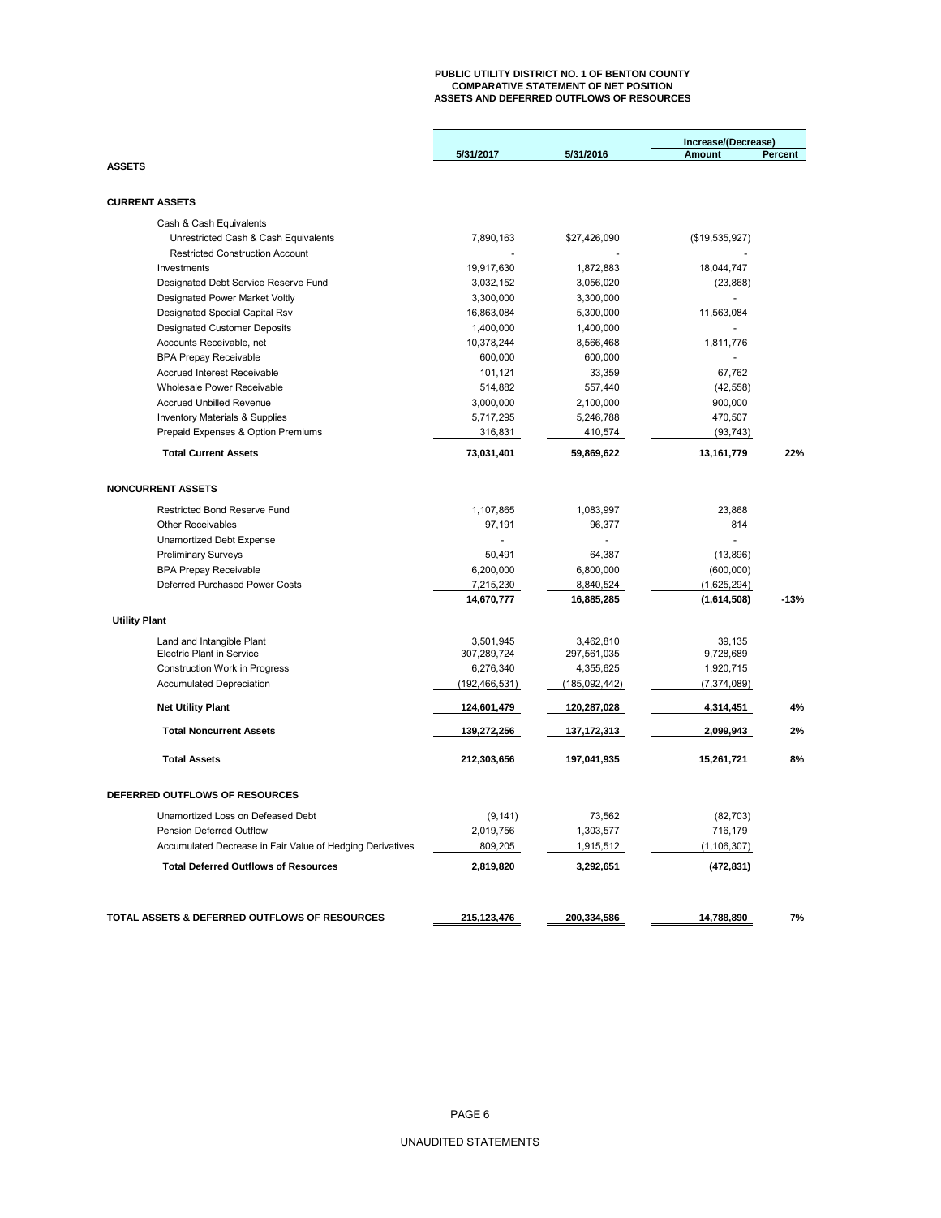**PUBLIC UTILITY DISTRICT NO. 1 OF BENTON COUNTY**
**COMPARATIVE STATEMENT OF NET POSITION**
**ASSETS AND DEFERRED OUTFLOWS OF RESOURCES**

| | 5/31/2017 | 5/31/2016 | Increase/(Decrease) Amount | Percent |
|---|---|---|---|---|
| **ASSETS** | | | | |
| **CURRENT ASSETS** | | | | |
| Cash & Cash Equivalents | | | | |
| Unrestricted Cash & Cash Equivalents | 7,890,163 | $27,426,090 | ($19,535,927) | |
| Restricted Construction Account | - | - | - | |
| Investments | 19,917,630 | 1,872,883 | 18,044,747 | |
| Designated Debt Service Reserve Fund | 3,032,152 | 3,056,020 | (23,868) | |
| Designated Power Market Voltly | 3,300,000 | 3,300,000 | - | |
| Designated Special Capital Rsv | 16,863,084 | 5,300,000 | 11,563,084 | |
| Designated Customer Deposits | 1,400,000 | 1,400,000 | - | |
| Accounts Receivable, net | 10,378,244 | 8,566,468 | 1,811,776 | |
| BPA Prepay Receivable | 600,000 | 600,000 | - | |
| Accrued Interest Receivable | 101,121 | 33,359 | 67,762 | |
| Wholesale Power Receivable | 514,882 | 557,440 | (42,558) | |
| Accrued Unbilled Revenue | 3,000,000 | 2,100,000 | 900,000 | |
| Inventory Materials & Supplies | 5,717,295 | 5,246,788 | 470,507 | |
| Prepaid Expenses & Option Premiums | 316,831 | 410,574 | (93,743) | |
| **Total Current Assets** | **73,031,401** | **59,869,622** | **13,161,779** | **22%** |
| **NONCURRENT ASSETS** | | | | |
| Restricted Bond Reserve Fund | 1,107,865 | 1,083,997 | 23,868 | |
| Other Receivables | 97,191 | 96,377 | 814 | |
| Unamortized Debt Expense | - | - | - | |
| Preliminary Surveys | 50,491 | 64,387 | (13,896) | |
| BPA Prepay Receivable | 6,200,000 | 6,800,000 | (600,000) | |
| Deferred Purchased Power Costs | 7,215,230 | 8,840,524 | (1,625,294) | |
| | **14,670,777** | **16,885,285** | **(1,614,508)** | **-13%** |
| **Utility Plant** | | | | |
| Land and Intangible Plant | 3,501,945 | 3,462,810 | 39,135 | |
| Electric Plant in Service | 307,289,724 | 297,561,035 | 9,728,689 | |
| Construction Work in Progress | 6,276,340 | 4,355,625 | 1,920,715 | |
| Accumulated Depreciation | (192,466,531) | (185,092,442) | (7,374,089) | |
| **Net Utility Plant** | **124,601,479** | **120,287,028** | **4,314,451** | **4%** |
| **Total Noncurrent Assets** | **139,272,256** | **137,172,313** | **2,099,943** | **2%** |
| **Total Assets** | **212,303,656** | **197,041,935** | **15,261,721** | **8%** |
| **DEFERRED OUTFLOWS OF RESOURCES** | | | | |
| Unamortized Loss on Defeased Debt | (9,141) | 73,562 | (82,703) | |
| Pension Deferred Outflow | 2,019,756 | 1,303,577 | 716,179 | |
| Accumulated Decrease in Fair Value of Hedging Derivatives | 809,205 | 1,915,512 | (1,106,307) | |
| **Total Deferred Outflows of Resources** | **2,819,820** | **3,292,651** | **(472,831)** | |
| **TOTAL ASSETS & DEFERRED OUTFLOWS OF RESOURCES** | **215,123,476** | **200,334,586** | **14,788,890** | **7%** |

UNAUDITED STATEMENTS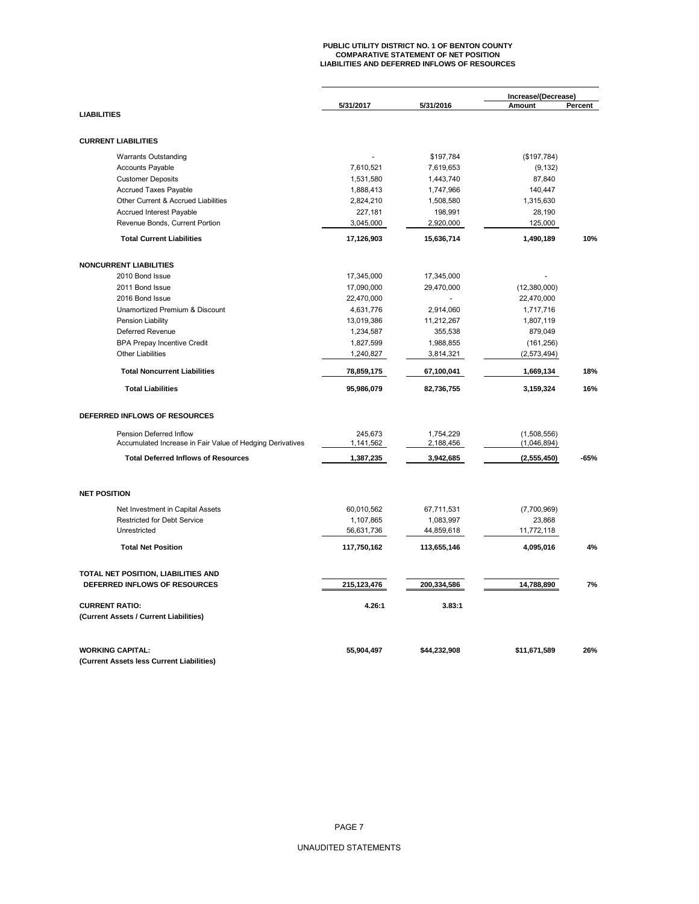# PUBLIC UTILITY DISTRICT NO. 1 OF BENTON COUNTY
## COMPARATIVE STATEMENT OF NET POSITION
## LIABILITIES AND DEFERRED INFLOWS OF RESOURCES

| | 5/31/2017 | 5/31/2016 | Increase/(Decrease) Amount | Percent |
|---|---|---|---|---|
| **LIABILITIES** | | | | |
| **CURRENT LIABILITIES** | | | | |
| Warrants Outstanding | - | $197,784 | ($197,784) | |
| Accounts Payable | 7,610,521 | 7,619,653 | (9,132) | |
| Customer Deposits | 1,531,580 | 1,443,740 | 87,840 | |
| Accrued Taxes Payable | 1,888,413 | 1,747,966 | 140,447 | |
| Other Current & Accrued Liabilities | 2,824,210 | 1,508,580 | 1,315,630 | |
| Accrued Interest Payable | 227,181 | 198,991 | 28,190 | |
| Revenue Bonds, Current Portion | 3,045,000 | 2,920,000 | 125,000 | |
| **Total Current Liabilities** | **17,126,903** | **15,636,714** | **1,490,189** | **10%** |
| **NONCURRENT LIABILITIES** | | | | |
| 2010 Bond Issue | 17,345,000 | 17,345,000 | - | |
| 2011 Bond Issue | 17,090,000 | 29,470,000 | (12,380,000) | |
| 2016 Bond Issue | 22,470,000 | - | 22,470,000 | |
| Unamortized Premium & Discount | 4,631,776 | 2,914,060 | 1,717,716 | |
| Pension Liability | 13,019,386 | 11,212,267 | 1,807,119 | |
| Deferred Revenue | 1,234,587 | 355,538 | 879,049 | |
| BPA Prepay Incentive Credit | 1,827,599 | 1,988,855 | (161,256) | |
| Other Liabilities | 1,240,827 | 3,814,321 | (2,573,494) | |
| **Total Noncurrent Liabilities** | **78,859,175** | **67,100,041** | **1,669,134** | **18%** |
| **Total Liabilities** | **95,986,079** | **82,736,755** | **3,159,324** | **16%** |
| **DEFERRED INFLOWS OF RESOURCES** | | | | |
| Pension Deferred Inflow | 245,673 | 1,754,229 | (1,508,556) | |
| Accumulated Increase in Fair Value of Hedging Derivatives | 1,141,562 | 2,188,456 | (1,046,894) | |
| **Total Deferred Inflows of Resources** | **1,387,235** | **3,942,685** | **(2,555,450)** | **-65%** |
| **NET POSITION** | | | | |
| Net Investment in Capital Assets | 60,010,562 | 67,711,531 | (7,700,969) | |
| Restricted for Debt Service | 1,107,865 | 1,083,997 | 23,868 | |
| Unrestricted | 56,631,736 | 44,859,618 | 11,772,118 | |
| **Total Net Position** | **117,750,162** | **113,655,146** | **4,095,016** | **4%** |
| **TOTAL NET POSITION, LIABILITIES AND DEFERRED INFLOWS OF RESOURCES** | **215,123,476** | **200,334,586** | **14,788,890** | **7%** |
| **CURRENT RATIO:** (Current Assets / Current Liabilities) | **4.26:1** | **3.83:1** | | |
| **WORKING CAPITAL:** (Current Assets less Current Liabilities) | **55,904,497** | **$44,232,908** | **$11,671,589** | **26%** |

UNAUDITED STATEMENTS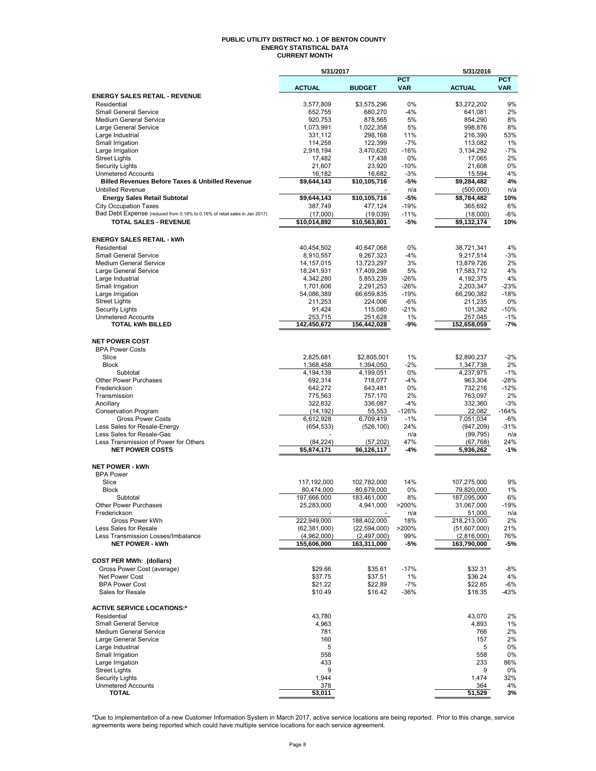# PUBLIC UTILITY DISTRICT NO. 1 OF BENTON COUNTY
## ENERGY STATISTICAL DATA
### CURRENT MONTH

| | 5/31/2017 | | | 5/31/2016 | |
|---|---|---|---|---|---|
| | ACTUAL | BUDGET | PCT VAR | ACTUAL | PCT VAR |
| **ENERGY SALES RETAIL - REVENUE** | | | | | |
| Residential | 3,577,809 | \$3,575,296 | 0% | \$3,272,202 | 9% |
| Small General Service | 652,755 | 680,270 | -4% | 641,081 | 2% |
| Medium General Service | 920,753 | 878,565 | 5% | 854,290 | 8% |
| Large General Service | 1,073,991 | 1,022,358 | 5% | 998,876 | 8% |
| Large Industrial | 331,112 | 298,168 | 11% | 216,390 | 53% |
| Small Irrigation | 114,258 | 122,399 | -7% | 113,082 | 1% |
| Large Irrigation | 2,918,194 | 3,470,620 | -16% | 3,134,292 | -7% |
| Street Lights | 17,482 | 17,438 | 0% | 17,065 | 2% |
| Security Lights | 21,607 | 23,920 | -10% | 21,608 | 0% |
| Unmetered Accounts | 16,182 | 16,682 | -3% | 15,594 | 4% |
| **Billed Revenues Before Taxes & Unbilled Revenue** | **\$9,644,143** | **\$10,105,716** | **-5%** | **\$9,284,482** | **4%** |
| Unbilled Revenue | - | - | n/a | (500,000) | n/a |
| **Energy Sales Retail Subtotal** | **\$9,644,143** | **\$10,105,716** | **-5%** | **\$8,784,482** | **10%** |
| City Occupation Taxes | 387,749 | 477,124 | -19% | 365,692 | 6% |
| Bad Debt Expense (reduced from 0.18% to 0.16% of retail sales in Jan 2017) | (17,000) | (19,039) | -11% | (18,000) | -6% |
| **TOTAL SALES - REVENUE** | **\$10,014,892** | **\$10,563,801** | **-5%** | **\$9,132,174** | **10%** |
| | | | | | |
| **ENERGY SALES RETAIL - kWh** | | | | | |
| Residential | 40,454,502 | 40,647,068 | 0% | 38,721,341 | 4% |
| Small General Service | 8,910,557 | 9,267,323 | -4% | 9,217,514 | -3% |
| Medium General Service | 14,157,015 | 13,723,297 | 3% | 13,879,726 | 2% |
| Large General Service | 18,241,931 | 17,409,298 | 5% | 17,583,712 | 4% |
| Large Industrial | 4,342,280 | 5,853,239 | -26% | 4,192,375 | 4% |
| Small Irrigation | 1,701,606 | 2,291,253 | -26% | 2,203,347 | -23% |
| Large Irrigation | 54,086,389 | 66,659,835 | -19% | 66,290,382 | -18% |
| Street Lights | 211,253 | 224,006 | -6% | 211,235 | 0% |
| Security Lights | 91,424 | 115,080 | -21% | 101,382 | -10% |
| Unmetered Accounts | 253,715 | 251,628 | 1% | 257,045 | -1% |
| **TOTAL kWh BILLED** | **142,450,672** | **156,442,028** | **-9%** | **152,658,059** | **-7%** |
| | | | | | |
| **NET POWER COST** | | | | | |
| BPA Power Costs | | | | | |
| Slice | 2,825,681 | \$2,805,001 | 1% | \$2,890,237 | -2% |
| Block | 1,368,458 | 1,394,050 | -2% | 1,347,738 | 2% |
| Subtotal | 4,194,139 | 4,199,051 | 0% | 4,237,975 | -1% |
| Other Power Purchases | 692,314 | 718,077 | -4% | 963,304 | -28% |
| Frederickson | 642,272 | 643,481 | 0% | 732,216 | -12% |
| Transmission | 775,563 | 757,170 | 2% | 763,097 | 2% |
| Ancillary | 322,832 | 336,087 | -4% | 332,360 | -3% |
| Conservation Program | (14,192) | 55,553 | -126% | 22,082 | -164% |
| Gross Power Costs | 6,612,928 | 6,709,419 | -1% | 7,051,034 | -6% |
| Less Sales for Resale-Energy | (654,533) | (526,100) | 24% | (947,209) | -31% |
| Less Sales for Resale-Gas | - | | n/a | (99,795) | n/a |
| Less Transmission of Power for Others | (84,224) | (57,202) | 47% | (67,768) | 24% |
| **NET POWER COSTS** | **\$5,874,171** | **\$6,126,117** | **-4%** | **5,936,262** | **-1%** |
| | | | | | |
| **NET POWER - kWh** | | | | | |
| BPA Power | | | | | |
| Slice | 117,192,000 | 102,782,000 | 14% | 107,275,000 | 9% |
| Block | 80,474,000 | 80,679,000 | 0% | 79,820,000 | 1% |
| Subtotal | 197,666,000 | 183,461,000 | 8% | 187,095,000 | 6% |
| Other Power Purchases | 25,283,000 | 4,941,000 | >200% | 31,067,000 | -19% |
| Frederickson | - | - | n/a | 51,000 | n/a |
| Gross Power kWh | 222,949,000 | 188,402,000 | 18% | 218,213,000 | 2% |
| Less Sales for Resale | (62,381,000) | (22,594,000) | >200% | (51,607,000) | 21% |
| Less Transmission Losses/Imbalance | (4,962,000) | (2,497,000) | 99% | (2,816,000) | 76% |
| **NET POWER - kWh** | **155,606,000** | **163,311,000** | **-5%** | **163,790,000** | **-5%** |
| | | | | | |
| **COST PER MWh: (dollars)** | | | | | |
| Gross Power Cost (average) | \$29.66 | \$35.61 | -17% | \$32.31 | -8% |
| Net Power Cost | \$37.75 | \$37.51 | 1% | \$36.24 | 4% |
| BPA Power Cost | \$21.22 | \$22.89 | -7% | \$22.65 | -6% |
| Sales for Resale | \$10.49 | \$16.42 | -36% | \$18.35 | -43% |
| | | | | | |
| **ACTIVE SERVICE LOCATIONS:*** | | | | | |
| Residential | 43,780 | | | 43,070 | 2% |
| Small General Service | 4,963 | | | 4,893 | 1% |
| Medium General Service | 781 | | | 766 | 2% |
| Large General Service | 160 | | | 157 | 2% |
| Large Industrial | 5 | | | 5 | 0% |
| Small Irrigation | 558 | | | 558 | 0% |
| Large Irrigation | 433 | | | 233 | 86% |
| Street Lights | 9 | | | 9 | 0% |
| Security Lights | 1,944 | | | 1,474 | 32% |
| Unmetered Accounts | 378 | | | 364 | 4% |
| **TOTAL** | **53,011** | | | **51,529** | **3%** |

*Due to implementation of a new Customer Information System in March 2017, active service locations are being reported. Prior to this change, service agreements were being reported which could have multiple service locations for each service agreement.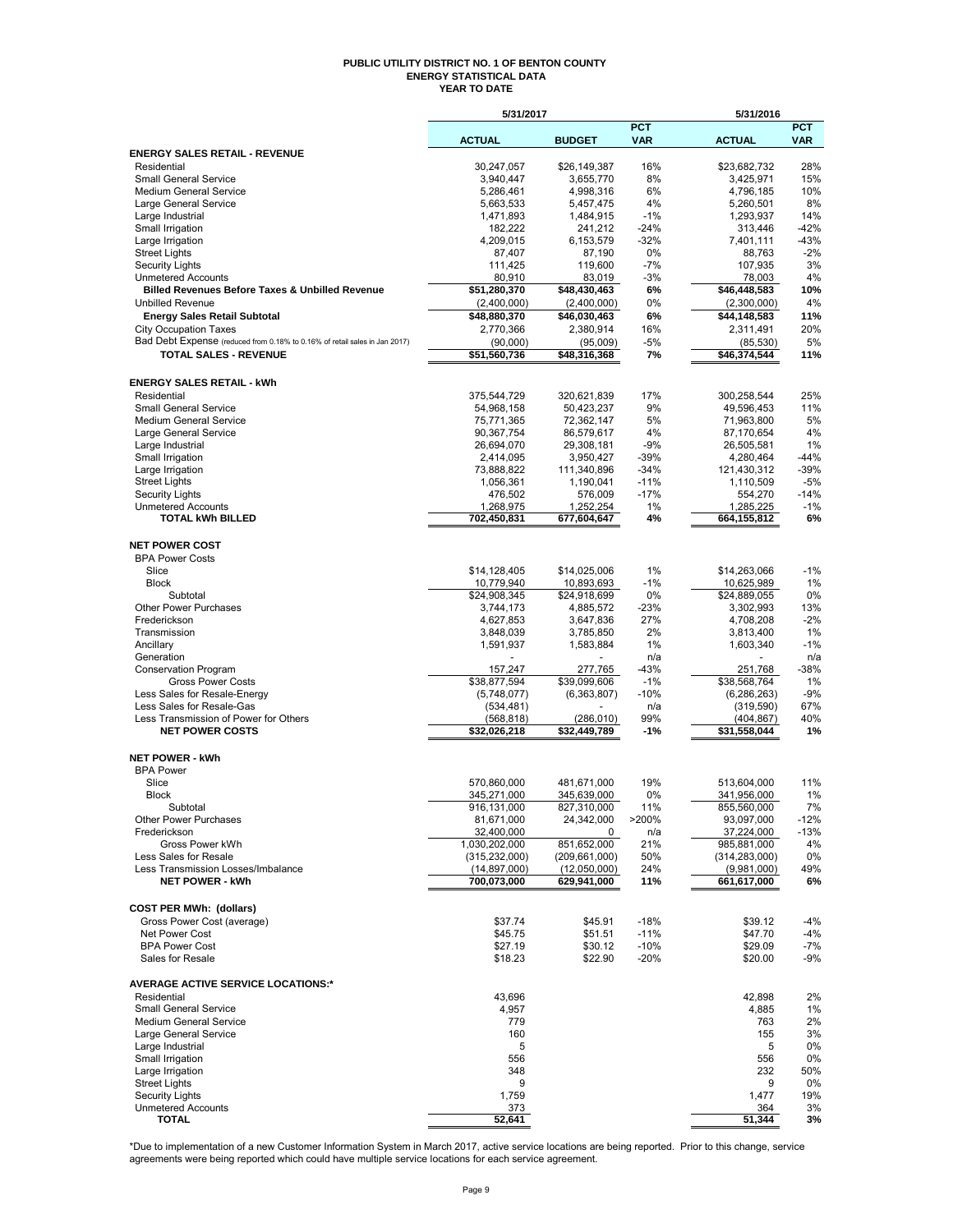# PUBLIC UTILITY DISTRICT NO. 1 OF BENTON COUNTY
## ENERGY STATISTICAL DATA
### YEAR TO DATE

| | 5/31/2017 | | | 5/31/2016 | |
|---|---|---|---|---|---|
| | **ACTUAL** | **BUDGET** | **PCT VAR** | **ACTUAL** | **PCT VAR** |
| **ENERGY SALES RETAIL - REVENUE** | | | | | |
| Residential | 30,247,057 | $26,149,387 | 16% | $23,682,732 | 28% |
| Small General Service | 3,940,447 | 3,655,770 | 8% | 3,425,971 | 15% |
| Medium General Service | 5,286,461 | 4,998,316 | 6% | 4,796,185 | 10% |
| Large General Service | 5,663,533 | 5,457,475 | 4% | 5,260,501 | 8% |
| Large Industrial | 1,471,893 | 1,484,915 | -1% | 1,293,937 | 14% |
| Small Irrigation | 182,222 | 241,212 | -24% | 313,446 | -42% |
| Large Irrigation | 4,209,015 | 6,153,579 | -32% | 7,401,111 | -43% |
| Street Lights | 87,407 | 87,190 | 0% | 88,763 | -2% |
| Security Lights | 111,425 | 119,600 | -7% | 107,935 | 3% |
| Unmetered Accounts | 80,910 | 83,019 | -3% | 78,003 | 4% |
| **Billed Revenues Before Taxes & Unbilled Revenue** | **$51,280,370** | **$48,430,463** | **6%** | **$46,448,583** | **10%** |
| Unbilled Revenue | (2,400,000) | (2,400,000) | 0% | (2,300,000) | 4% |
| **Energy Sales Retail Subtotal** | **$48,880,370** | **$46,030,463** | **6%** | **$44,148,583** | **11%** |
| City Occupation Taxes | 2,770,366 | 2,380,914 | 16% | 2,311,491 | 20% |
| Bad Debt Expense (reduced from 0.18% to 0.16% of retail sales in Jan 2017) | (90,000) | (95,009) | -5% | (85,530) | 5% |
| **TOTAL SALES - REVENUE** | **$51,560,736** | **$48,316,368** | **7%** | **$46,374,544** | **11%** |
| | | | | | |
| **ENERGY SALES RETAIL - kWh** | | | | | |
| Residential | 375,544,729 | 320,621,839 | 17% | 300,258,544 | 25% |
| Small General Service | 54,968,158 | 50,423,237 | 9% | 49,596,453 | 11% |
| Medium General Service | 75,771,365 | 72,362,147 | 5% | 71,963,800 | 5% |
| Large General Service | 90,367,754 | 86,579,617 | 4% | 87,170,654 | 4% |
| Large Industrial | 26,694,070 | 29,308,181 | -9% | 26,505,581 | 1% |
| Small Irrigation | 2,414,095 | 3,950,427 | -39% | 4,280,464 | -44% |
| Large Irrigation | 73,888,822 | 111,340,896 | -34% | 121,430,312 | -39% |
| Street Lights | 1,056,361 | 1,190,041 | -11% | 1,110,509 | -5% |
| Security Lights | 476,502 | 576,009 | -17% | 554,270 | -14% |
| Unmetered Accounts | 1,268,975 | 1,252,254 | 1% | 1,285,225 | -1% |
| **TOTAL kWh BILLED** | **702,450,831** | **677,604,647** | **4%** | **664,155,812** | **6%** |
| | | | | | |
| **NET POWER COST** | | | | | |
| BPA Power Costs | | | | | |
| Slice | $14,128,405 | $14,025,006 | 1% | $14,263,066 | -1% |
| Block | 10,779,940 | 10,893,693 | -1% | 10,625,989 | 1% |
| Subtotal | $24,908,345 | $24,918,699 | 0% | $24,889,055 | 0% |
| Other Power Purchases | 3,744,173 | 4,885,572 | -23% | 3,302,993 | 13% |
| Frederickson | 4,627,853 | 3,647,836 | 27% | 4,708,208 | -2% |
| Transmission | 3,848,039 | 3,785,850 | 2% | 3,813,400 | 1% |
| Ancillary | 1,591,937 | 1,583,884 | 1% | 1,603,340 | -1% |
| Generation | - | - | n/a | - | n/a |
| Conservation Program | 157,247 | 277,765 | -43% | 251,768 | -38% |
| Gross Power Costs | $38,877,594 | $39,099,606 | -1% | $38,568,764 | 1% |
| Less Sales for Resale-Energy | (5,748,077) | (6,363,807) | -10% | (6,286,263) | -9% |
| Less Sales for Resale-Gas | (534,481) | - | n/a | (319,590) | 67% |
| Less Transmission of Power for Others | (568,818) | (286,010) | 99% | (404,867) | 40% |
| **NET POWER COSTS** | **$32,026,218** | **$32,449,789** | **-1%** | **$31,558,044** | **1%** |
| | | | | | |
| **NET POWER - kWh** | | | | | |
| BPA Power | | | | | |
| Slice | 570,860,000 | 481,671,000 | 19% | 513,604,000 | 11% |
| Block | 345,271,000 | 345,639,000 | 0% | 341,956,000 | 1% |
| Subtotal | 916,131,000 | 827,310,000 | 11% | 855,560,000 | 7% |
| Other Power Purchases | 81,671,000 | 24,342,000 | >200% | 93,097,000 | -12% |
| Frederickson | 32,400,000 | 0 | n/a | 37,224,000 | -13% |
| Gross Power kWh | 1,030,202,000 | 851,652,000 | 21% | 985,881,000 | 4% |
| Less Sales for Resale | (315,232,000) | (209,661,000) | 50% | (314,283,000) | 0% |
| Less Transmission Losses/Imbalance | (14,897,000) | (12,050,000) | 24% | (9,981,000) | 49% |
| **NET POWER - kWh** | **700,073,000** | **629,941,000** | **11%** | **661,617,000** | **6%** |
| | | | | | |
| **COST PER MWh: (dollars)** | | | | | |
| Gross Power Cost (average) | $37.74 | $45.91 | -18% | $39.12 | -4% |
| Net Power Cost | $45.75 | $51.51 | -11% | $47.70 | -4% |
| BPA Power Cost | $27.19 | $30.12 | -10% | $29.09 | -7% |
| Sales for Resale | $18.23 | $22.90 | -20% | $20.00 | -9% |
| | | | | | |
| **AVERAGE ACTIVE SERVICE LOCATIONS:*** | | | | | |
| Residential | 43,696 | | | 42,898 | 2% |
| Small General Service | 4,957 | | | 4,885 | 1% |
| Medium General Service | 779 | | | 763 | 2% |
| Large General Service | 160 | | | 155 | 3% |
| Large Industrial | 5 | | | 5 | 0% |
| Small Irrigation | 556 | | | 556 | 0% |
| Large Irrigation | 348 | | | 232 | 50% |
| Street Lights | 9 | | | 9 | 0% |
| Security Lights | 1,759 | | | 1,477 | 19% |
| Unmetered Accounts | 373 | | | 364 | 3% |
| **TOTAL** | **52,641** | | | **51,344** | **3%** |

*Due to implementation of a new Customer Information System in March 2017, active service locations are being reported. Prior to this change, service agreements were being reported which could have multiple service locations for each service agreement.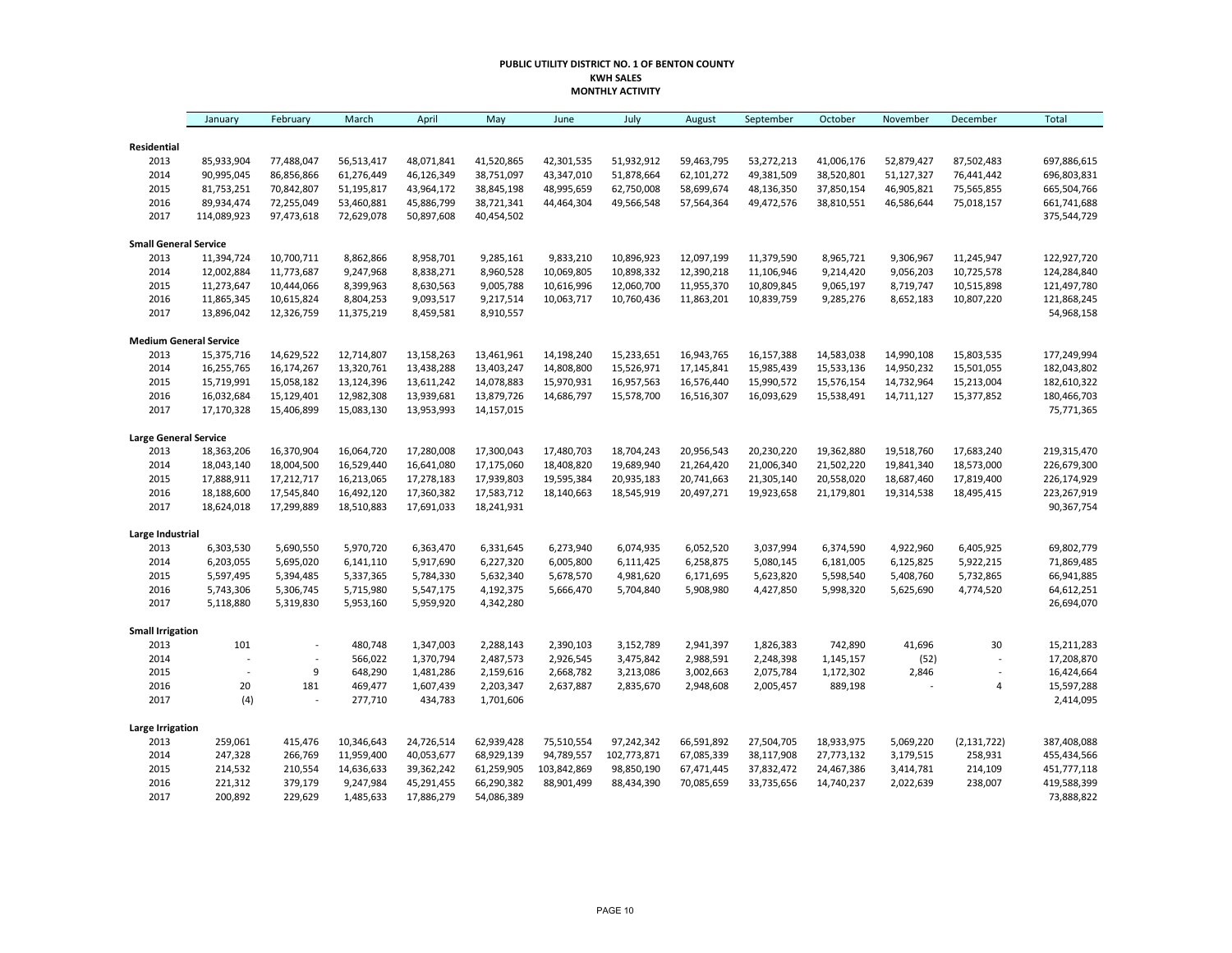**PUBLIC UTILITY DISTRICT NO. 1 OF BENTON COUNTY**
**KWH SALES**
**MONTHLY ACTIVITY**

| | January | February | March | April | May | June | July | August | September | October | November | December | Total |
|---|---|---|---|---|---|---|---|---|---|---|---|---|---|
| **Residential** | | | | | | | | | | | | | |
| 2013 | 85,933,904 | 77,488,047 | 56,513,417 | 48,071,841 | 41,520,865 | 42,301,535 | 51,932,912 | 59,463,795 | 53,272,213 | 41,006,176 | 52,879,427 | 87,502,483 | 697,886,615 |
| 2014 | 90,995,045 | 86,856,866 | 61,276,449 | 46,126,349 | 38,751,097 | 43,347,010 | 51,878,664 | 62,101,272 | 49,381,509 | 38,520,801 | 51,127,327 | 76,441,442 | 696,803,831 |
| 2015 | 81,753,251 | 70,842,807 | 51,195,817 | 43,964,172 | 38,845,198 | 48,995,659 | 62,750,008 | 58,699,674 | 48,136,350 | 37,850,154 | 46,905,821 | 75,565,855 | 665,504,766 |
| 2016 | 89,934,474 | 72,255,049 | 53,460,881 | 45,886,799 | 38,721,341 | 44,464,304 | 49,566,548 | 57,564,364 | 49,472,576 | 38,810,551 | 46,586,644 | 75,018,157 | 661,741,688 |
| 2017 | 114,089,923 | 97,473,618 | 72,629,078 | 50,897,608 | 40,454,502 | | | | | | | | 375,544,729 |
| **Small General Service** | | | | | | | | | | | | | |
| 2013 | 11,394,724 | 10,700,711 | 8,862,866 | 8,958,701 | 9,285,161 | 9,833,210 | 10,896,923 | 12,097,199 | 11,379,590 | 8,965,721 | 9,306,967 | 11,245,947 | 122,927,720 |
| 2014 | 12,002,884 | 11,773,687 | 9,247,968 | 8,838,271 | 8,960,528 | 10,069,805 | 10,898,332 | 12,390,218 | 11,106,946 | 9,214,420 | 9,056,203 | 10,725,578 | 124,284,840 |
| 2015 | 11,273,647 | 10,444,066 | 8,399,963 | 8,630,563 | 9,005,788 | 10,616,996 | 12,060,700 | 11,955,370 | 10,809,845 | 9,065,197 | 8,719,747 | 10,515,898 | 121,497,780 |
| 2016 | 11,865,345 | 10,615,824 | 8,804,253 | 9,093,517 | 9,217,514 | 10,063,717 | 10,760,436 | 11,863,201 | 10,839,759 | 9,285,276 | 8,652,183 | 10,807,220 | 121,868,245 |
| 2017 | 13,896,042 | 12,326,759 | 11,375,219 | 8,459,581 | 8,910,557 | | | | | | | | 54,968,158 |
| **Medium General Service** | | | | | | | | | | | | | |
| 2013 | 15,375,716 | 14,629,522 | 12,714,807 | 13,158,263 | 13,461,961 | 14,198,240 | 15,233,651 | 16,943,765 | 16,157,388 | 14,583,038 | 14,990,108 | 15,803,535 | 177,249,994 |
| 2014 | 16,255,765 | 16,174,267 | 13,320,761 | 13,438,288 | 13,403,247 | 14,808,800 | 15,526,971 | 17,145,841 | 15,985,439 | 15,533,136 | 14,950,232 | 15,501,055 | 182,043,802 |
| 2015 | 15,719,991 | 15,058,182 | 13,124,396 | 13,611,242 | 14,078,883 | 15,970,931 | 16,957,563 | 16,576,440 | 15,990,572 | 15,576,154 | 14,732,964 | 15,213,004 | 182,610,322 |
| 2016 | 16,032,684 | 15,129,401 | 12,982,308 | 13,939,681 | 13,879,726 | 14,686,797 | 15,578,700 | 16,516,307 | 16,093,629 | 15,538,491 | 14,711,127 | 15,377,852 | 180,466,703 |
| 2017 | 17,170,328 | 15,406,899 | 15,083,130 | 13,953,993 | 14,157,015 | | | | | | | | 75,771,365 |
| **Large General Service** | | | | | | | | | | | | | |
| 2013 | 18,363,206 | 16,370,904 | 16,064,720 | 17,280,008 | 17,300,043 | 17,480,703 | 18,704,243 | 20,956,543 | 20,230,220 | 19,362,880 | 19,518,760 | 17,683,240 | 219,315,470 |
| 2014 | 18,043,140 | 18,004,500 | 16,529,440 | 16,641,080 | 17,175,060 | 18,408,820 | 19,689,940 | 21,264,420 | 21,006,340 | 21,502,220 | 19,841,340 | 18,573,000 | 226,679,300 |
| 2015 | 17,888,911 | 17,212,717 | 16,213,065 | 17,278,183 | 17,939,803 | 19,595,384 | 20,935,183 | 20,741,663 | 21,305,140 | 20,558,020 | 18,687,460 | 17,819,400 | 226,174,929 |
| 2016 | 18,188,600 | 17,545,840 | 16,492,120 | 17,360,382 | 17,583,712 | 18,140,663 | 18,545,919 | 20,497,271 | 19,923,658 | 21,179,801 | 19,314,538 | 18,495,415 | 223,267,919 |
| 2017 | 18,624,018 | 17,299,889 | 18,510,883 | 17,691,033 | 18,241,931 | | | | | | | | 90,367,754 |
| **Large Industrial** | | | | | | | | | | | | | |
| 2013 | 6,303,530 | 5,690,550 | 5,970,720 | 6,363,470 | 6,331,645 | 6,273,940 | 6,074,935 | 6,052,520 | 3,037,994 | 6,374,590 | 4,922,960 | 6,405,925 | 69,802,779 |
| 2014 | 6,203,055 | 5,695,020 | 6,141,110 | 5,917,690 | 6,227,320 | 6,005,800 | 6,111,425 | 6,258,875 | 5,080,145 | 6,181,005 | 6,125,825 | 5,922,215 | 71,869,485 |
| 2015 | 5,597,495 | 5,394,485 | 5,337,365 | 5,784,330 | 5,632,340 | 5,678,570 | 4,981,620 | 6,171,695 | 5,623,820 | 5,598,540 | 5,408,760 | 5,732,865 | 66,941,885 |
| 2016 | 5,743,306 | 5,306,745 | 5,715,980 | 5,547,175 | 4,192,375 | 5,666,470 | 5,704,840 | 5,908,980 | 4,427,850 | 5,998,320 | 5,625,690 | 4,774,520 | 64,612,251 |
| 2017 | 5,118,880 | 5,319,830 | 5,953,160 | 5,959,920 | 4,342,280 | | | | | | | | 26,694,070 |
| **Small Irrigation** | | | | | | | | | | | | | |
| 2013 | 101 | - | 480,748 | 1,347,003 | 2,288,143 | 2,390,103 | 3,152,789 | 2,941,397 | 1,826,383 | 742,890 | 41,696 | 30 | 15,211,283 |
| 2014 | - | - | 566,022 | 1,370,794 | 2,487,573 | 2,926,545 | 3,475,842 | 2,988,591 | 2,248,398 | 1,145,157 | (52) | - | 17,208,870 |
| 2015 | - | 9 | 648,290 | 1,481,286 | 2,159,616 | 2,668,782 | 3,213,086 | 3,002,663 | 2,075,784 | 1,172,302 | 2,846 | - | 16,424,664 |
| 2016 | 20 | 181 | 469,477 | 1,607,439 | 2,203,347 | 2,637,887 | 2,835,670 | 2,948,608 | 2,005,457 | 889,198 | - | 4 | 15,597,288 |
| 2017 | (4) | - | 277,710 | 434,783 | 1,701,606 | | | | | | | | 2,414,095 |
| **Large Irrigation** | | | | | | | | | | | | | |
| 2013 | 259,061 | 415,476 | 10,346,643 | 24,726,514 | 62,939,428 | 75,510,554 | 97,242,342 | 66,591,892 | 27,504,705 | 18,933,975 | 5,069,220 | (2,131,722) | 387,408,088 |
| 2014 | 247,328 | 266,769 | 11,959,400 | 40,053,677 | 68,929,139 | 94,789,557 | 102,773,871 | 67,085,339 | 38,117,908 | 27,773,132 | 3,179,515 | 258,931 | 455,434,566 |
| 2015 | 214,532 | 210,554 | 14,636,633 | 39,362,242 | 61,259,905 | 103,842,869 | 98,850,190 | 67,471,445 | 37,832,472 | 24,467,386 | 3,414,781 | 214,109 | 451,777,118 |
| 2016 | 221,312 | 379,179 | 9,247,984 | 45,291,455 | 66,290,382 | 88,901,499 | 88,434,390 | 70,085,659 | 33,735,656 | 14,740,237 | 2,022,639 | 238,007 | 419,588,399 |
| 2017 | 200,892 | 229,629 | 1,485,633 | 17,886,279 | 54,086,389 | | | | | | | | 73,888,822 |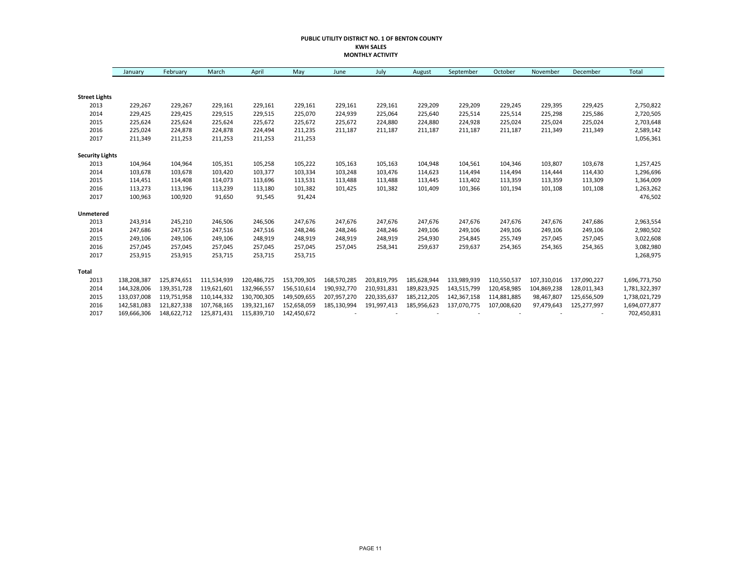# PUBLIC UTILITY DISTRICT NO. 1 OF BENTON COUNTY
## KWH SALES
## MONTHLY ACTIVITY

| | January | February | March | April | May | June | July | August | September | October | November | December | Total |
|---|---|---|---|---|---|---|---|---|---|---|---|---|---|
| **Street Lights** | | | | | | | | | | | | | |
| 2013 | 229,267 | 229,267 | 229,161 | 229,161 | 229,161 | 229,161 | 229,161 | 229,209 | 229,209 | 229,245 | 229,395 | 229,425 | 2,750,822 |
| 2014 | 229,425 | 229,425 | 229,515 | 229,515 | 225,070 | 224,939 | 225,064 | 225,640 | 225,514 | 225,514 | 225,298 | 225,586 | 2,720,505 |
| 2015 | 225,624 | 225,624 | 225,624 | 225,672 | 225,672 | 225,672 | 224,880 | 224,880 | 224,928 | 225,024 | 225,024 | 225,024 | 2,703,648 |
| 2016 | 225,024 | 224,878 | 224,878 | 224,494 | 211,235 | 211,187 | 211,187 | 211,187 | 211,187 | 211,187 | 211,349 | 211,349 | 2,589,142 |
| 2017 | 211,349 | 211,253 | 211,253 | 211,253 | 211,253 | | | | | | | | 1,056,361 |
| **Security Lights** | | | | | | | | | | | | | |
| 2013 | 104,964 | 104,964 | 105,351 | 105,258 | 105,222 | 105,163 | 105,163 | 104,948 | 104,561 | 104,346 | 103,807 | 103,678 | 1,257,425 |
| 2014 | 103,678 | 103,678 | 103,420 | 103,377 | 103,334 | 103,248 | 103,476 | 114,623 | 114,494 | 114,494 | 114,444 | 114,430 | 1,296,696 |
| 2015 | 114,451 | 114,408 | 114,073 | 113,696 | 113,531 | 113,488 | 113,488 | 113,445 | 113,402 | 113,359 | 113,359 | 113,309 | 1,364,009 |
| 2016 | 113,273 | 113,196 | 113,239 | 113,180 | 101,382 | 101,425 | 101,382 | 101,409 | 101,366 | 101,194 | 101,108 | 101,108 | 1,263,262 |
| 2017 | 100,963 | 100,920 | 91,650 | 91,545 | 91,424 | | | | | | | | 476,502 |
| **Unmetered** | | | | | | | | | | | | | |
| 2013 | 243,914 | 245,210 | 246,506 | 246,506 | 247,676 | 247,676 | 247,676 | 247,676 | 247,676 | 247,676 | 247,676 | 247,686 | 2,963,554 |
| 2014 | 247,686 | 247,516 | 247,516 | 247,516 | 248,246 | 248,246 | 248,246 | 249,106 | 249,106 | 249,106 | 249,106 | 249,106 | 2,980,502 |
| 2015 | 249,106 | 249,106 | 249,106 | 248,919 | 248,919 | 248,919 | 248,919 | 254,930 | 254,845 | 255,749 | 257,045 | 257,045 | 3,022,608 |
| 2016 | 257,045 | 257,045 | 257,045 | 257,045 | 257,045 | 257,045 | 258,341 | 259,637 | 259,637 | 254,365 | 254,365 | 254,365 | 3,082,980 |
| 2017 | 253,915 | 253,915 | 253,715 | 253,715 | 253,715 | | | | | | | | 1,268,975 |
| **Total** | | | | | | | | | | | | | |
| 2013 | 138,208,387 | 125,874,651 | 111,534,939 | 120,486,725 | 153,709,305 | 168,570,285 | 203,819,795 | 185,628,944 | 133,989,939 | 110,550,537 | 107,310,016 | 137,090,227 | 1,696,773,750 |
| 2014 | 144,328,006 | 139,351,728 | 119,621,601 | 132,966,557 | 156,510,614 | 190,932,770 | 210,931,831 | 189,823,925 | 143,515,799 | 120,458,985 | 104,869,238 | 128,011,343 | 1,781,322,397 |
| 2015 | 133,037,008 | 119,751,958 | 110,144,332 | 130,700,305 | 149,509,655 | 207,957,270 | 220,335,637 | 185,212,205 | 142,367,158 | 114,881,885 | 98,467,807 | 125,656,509 | 1,738,021,729 |
| 2016 | 142,581,083 | 121,827,338 | 107,768,165 | 139,321,167 | 152,658,059 | 185,130,994 | 191,997,413 | 185,956,623 | 137,070,775 | 107,008,620 | 97,479,643 | 125,277,997 | 1,694,077,877 |
| 2017 | 169,666,306 | 148,622,712 | 125,871,431 | 115,839,710 | 142,450,672 | - | - | - | - | - | - | - | 702,450,831 |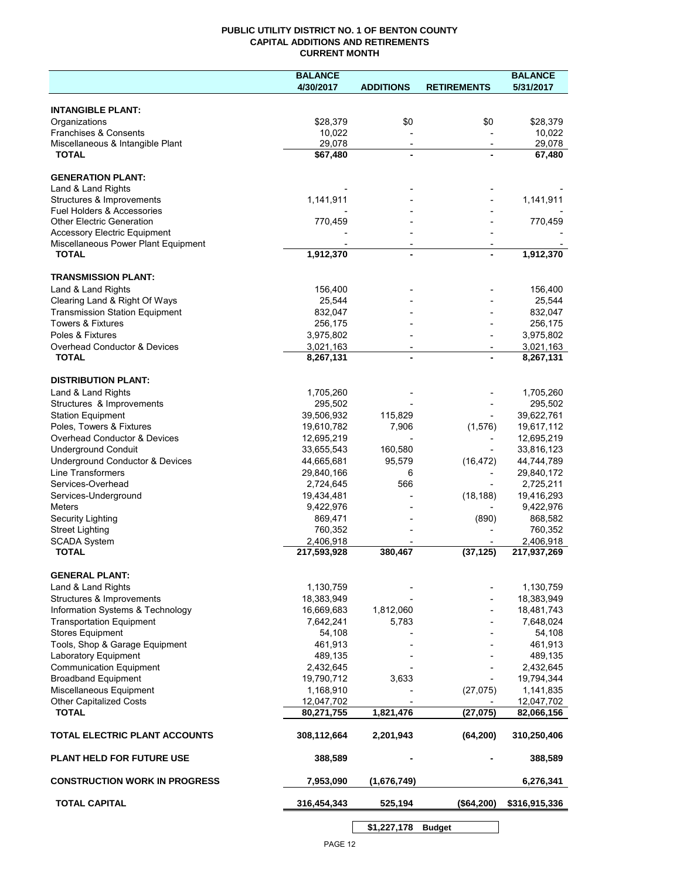**PUBLIC UTILITY DISTRICT NO. 1 OF BENTON COUNTY**
**CAPITAL ADDITIONS AND RETIREMENTS**
**CURRENT MONTH**

| | BALANCE 4/30/2017 | ADDITIONS | RETIREMENTS | BALANCE 5/31/2017 |
|---|---|---|---|---|
| **INTANGIBLE PLANT:** | | | | |
| Organizations | $28,379 | $0 | $0 | $28,379 |
| Franchises & Consents | 10,022 | - | - | 10,022 |
| Miscellaneous & Intangible Plant | 29,078 | - | - | 29,078 |
| **TOTAL** | **$67,480** | **-** | **-** | **67,480** |
| **GENERATION PLANT:** | | | | |
| Land & Land Rights | - | - | - | - |
| Structures & Improvements | 1,141,911 | - | - | 1,141,911 |
| Fuel Holders & Accessories | - | - | - | - |
| Other Electric Generation | 770,459 | - | - | 770,459 |
| Accessory Electric Equipment | - | - | - | - |
| Miscellaneous Power Plant Equipment | - | - | - | - |
| **TOTAL** | **1,912,370** | **-** | **-** | **1,912,370** |
| **TRANSMISSION PLANT:** | | | | |
| Land & Land Rights | 156,400 | - | - | 156,400 |
| Clearing Land & Right Of Ways | 25,544 | - | - | 25,544 |
| Transmission Station Equipment | 832,047 | - | - | 832,047 |
| Towers & Fixtures | 256,175 | - | - | 256,175 |
| Poles & Fixtures | 3,975,802 | - | - | 3,975,802 |
| Overhead Conductor & Devices | 3,021,163 | - | - | 3,021,163 |
| **TOTAL** | **8,267,131** | **-** | **-** | **8,267,131** |
| **DISTRIBUTION PLANT:** | | | | |
| Land & Land Rights | 1,705,260 | - | - | 1,705,260 |
| Structures & Improvements | 295,502 | - | - | 295,502 |
| Station Equipment | 39,506,932 | 115,829 | - | 39,622,761 |
| Poles, Towers & Fixtures | 19,610,782 | 7,906 | (1,576) | 19,617,112 |
| Overhead Conductor & Devices | 12,695,219 | - | - | 12,695,219 |
| Underground Conduit | 33,655,543 | 160,580 | - | 33,816,123 |
| Underground Conductor & Devices | 44,665,681 | 95,579 | (16,472) | 44,744,789 |
| Line Transformers | 29,840,166 | 6 | - | 29,840,172 |
| Services-Overhead | 2,724,645 | 566 | - | 2,725,211 |
| Services-Underground | 19,434,481 | - | (18,188) | 19,416,293 |
| Meters | 9,422,976 | - | - | 9,422,976 |
| Security Lighting | 869,471 | - | (890) | 868,582 |
| Street Lighting | 760,352 | - | - | 760,352 |
| SCADA System | 2,406,918 | - | - | 2,406,918 |
| **TOTAL** | **217,593,928** | **380,467** | **(37,125)** | **217,937,269** |
| **GENERAL PLANT:** | | | | |
| Land & Land Rights | 1,130,759 | - | - | 1,130,759 |
| Structures & Improvements | 18,383,949 | - | - | 18,383,949 |
| Information Systems & Technology | 16,669,683 | 1,812,060 | - | 18,481,743 |
| Transportation Equipment | 7,642,241 | 5,783 | - | 7,648,024 |
| Stores Equipment | 54,108 | - | - | 54,108 |
| Tools, Shop & Garage Equipment | 461,913 | - | - | 461,913 |
| Laboratory Equipment | 489,135 | - | - | 489,135 |
| Communication Equipment | 2,432,645 | - | - | 2,432,645 |
| Broadband Equipment | 19,790,712 | 3,633 | - | 19,794,344 |
| Miscellaneous Equipment | 1,168,910 | - | (27,075) | 1,141,835 |
| Other Capitalized Costs | 12,047,702 | - | - | 12,047,702 |
| **TOTAL** | **80,271,755** | **1,821,476** | **(27,075)** | **82,066,156** |
| **TOTAL ELECTRIC PLANT ACCOUNTS** | **308,112,664** | **2,201,943** | **(64,200)** | **310,250,406** |
| **PLANT HELD FOR FUTURE USE** | **388,589** | **-** | **-** | **388,589** |
| **CONSTRUCTION WORK IN PROGRESS** | **7,953,090** | **(1,676,749)** | | **6,276,341** |
| **TOTAL CAPITAL** | **316,454,343** | **525,194** | **($64,200)** | **$316,915,336** |

| | | | |
|---|---|---|---|
| | **$1,227,178** | **Budget** | |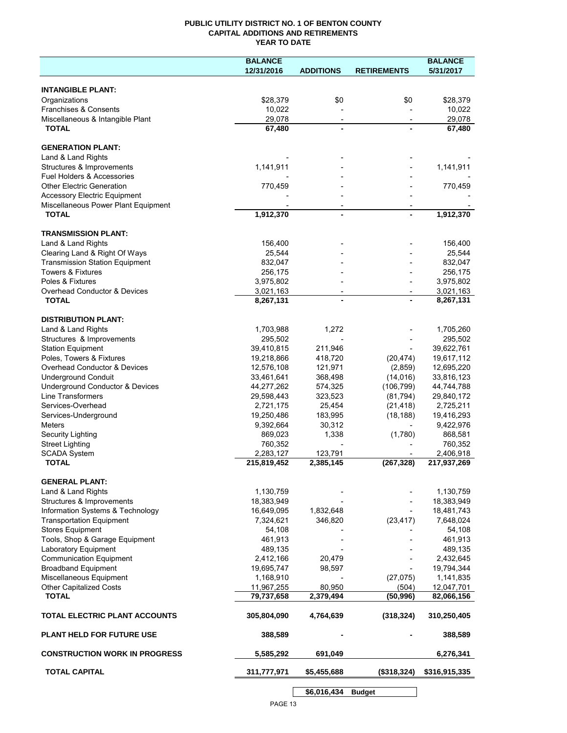**PUBLIC UTILITY DISTRICT NO. 1 OF BENTON COUNTY**
**CAPITAL ADDITIONS AND RETIREMENTS**
**YEAR TO DATE**

| | BALANCE 12/31/2016 | ADDITIONS | RETIREMENTS | BALANCE 5/31/2017 |
|---|---|---|---|---|
| **INTANGIBLE PLANT:** | | | | |
| Organizations | $28,379 | $0 | $0 | $28,379 |
| Franchises & Consents | 10,022 | - | - | 10,022 |
| Miscellaneous & Intangible Plant | 29,078 | - | - | 29,078 |
| **TOTAL** | **67,480** | **-** | **-** | **67,480** |
| **GENERATION PLANT:** | | | | |
| Land & Land Rights | - | - | - | - |
| Structures & Improvements | 1,141,911 | - | - | 1,141,911 |
| Fuel Holders & Accessories | - | - | - | - |
| Other Electric Generation | 770,459 | - | - | 770,459 |
| Accessory Electric Equipment | - | - | - | - |
| Miscellaneous Power Plant Equipment | - | - | - | - |
| **TOTAL** | **1,912,370** | **-** | **-** | **1,912,370** |
| **TRANSMISSION PLANT:** | | | | |
| Land & Land Rights | 156,400 | - | - | 156,400 |
| Clearing Land & Right Of Ways | 25,544 | - | - | 25,544 |
| Transmission Station Equipment | 832,047 | - | - | 832,047 |
| Towers & Fixtures | 256,175 | - | - | 256,175 |
| Poles & Fixtures | 3,975,802 | - | - | 3,975,802 |
| Overhead Conductor & Devices | 3,021,163 | - | - | 3,021,163 |
| **TOTAL** | **8,267,131** | **-** | **-** | **8,267,131** |
| **DISTRIBUTION PLANT:** | | | | |
| Land & Land Rights | 1,703,988 | 1,272 | - | 1,705,260 |
| Structures & Improvements | 295,502 | - | - | 295,502 |
| Station Equipment | 39,410,815 | 211,946 | - | 39,622,761 |
| Poles, Towers & Fixtures | 19,218,866 | 418,720 | (20,474) | 19,617,112 |
| Overhead Conductor & Devices | 12,576,108 | 121,971 | (2,859) | 12,695,220 |
| Underground Conduit | 33,461,641 | 368,498 | (14,016) | 33,816,123 |
| Underground Conductor & Devices | 44,277,262 | 574,325 | (106,799) | 44,744,788 |
| Line Transformers | 29,598,443 | 323,523 | (81,794) | 29,840,172 |
| Services-Overhead | 2,721,175 | 25,454 | (21,418) | 2,725,211 |
| Services-Underground | 19,250,486 | 183,995 | (18,188) | 19,416,293 |
| Meters | 9,392,664 | 30,312 | - | 9,422,976 |
| Security Lighting | 869,023 | 1,338 | (1,780) | 868,581 |
| Street Lighting | 760,352 | - | - | 760,352 |
| SCADA System | 2,283,127 | 123,791 | - | 2,406,918 |
| **TOTAL** | **215,819,452** | **2,385,145** | **(267,328)** | **217,937,269** |
| **GENERAL PLANT:** | | | | |
| Land & Land Rights | 1,130,759 | - | - | 1,130,759 |
| Structures & Improvements | 18,383,949 | - | - | 18,383,949 |
| Information Systems & Technology | 16,649,095 | 1,832,648 | - | 18,481,743 |
| Transportation Equipment | 7,324,621 | 346,820 | (23,417) | 7,648,024 |
| Stores Equipment | 54,108 | - | - | 54,108 |
| Tools, Shop & Garage Equipment | 461,913 | - | - | 461,913 |
| Laboratory Equipment | 489,135 | - | - | 489,135 |
| Communication Equipment | 2,412,166 | 20,479 | - | 2,432,645 |
| Broadband Equipment | 19,695,747 | 98,597 | - | 19,794,344 |
| Miscellaneous Equipment | 1,168,910 | - | (27,075) | 1,141,835 |
| Other Capitalized Costs | 11,967,255 | 80,950 | (504) | 12,047,701 |
| **TOTAL** | **79,737,658** | **2,379,494** | **(50,996)** | **82,066,156** |
| **TOTAL ELECTRIC PLANT ACCOUNTS** | **305,804,090** | **4,764,639** | **(318,324)** | **310,250,405** |
| **PLANT HELD FOR FUTURE USE** | **388,589** | **-** | **-** | **388,589** |
| **CONSTRUCTION WORK IN PROGRESS** | **5,585,292** | **691,049** | | **6,276,341** |
| **TOTAL CAPITAL** | **311,777,971** | **$5,455,688** | **($318,324)** | **$316,915,335** |
| | | **$6,016,434** | **Budget** | |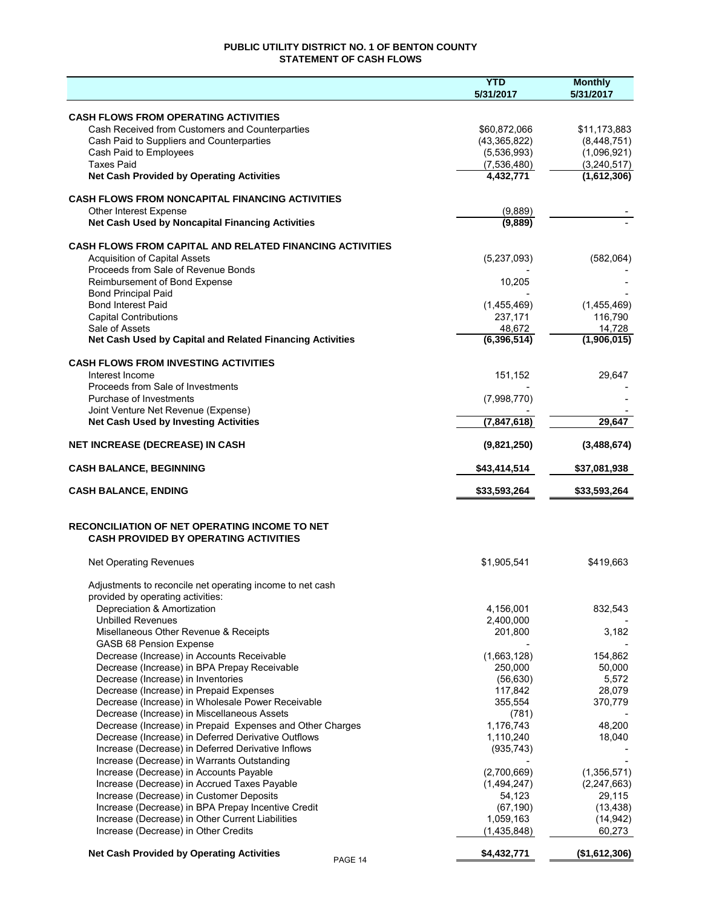# PUBLIC UTILITY DISTRICT NO. 1 OF BENTON COUNTY

## STATEMENT OF CASH FLOWS

| | YTD 5/31/2017 | Monthly 5/31/2017 |
|---|---|---|
| **CASH FLOWS FROM OPERATING ACTIVITIES** | | |
| Cash Received from Customers and Counterparties | $60,872,066 | $11,173,883 |
| Cash Paid to Suppliers and Counterparties | (43,365,822) | (8,448,751) |
| Cash Paid to Employees | (5,536,993) | (1,096,921) |
| Taxes Paid | (7,536,480) | (3,240,517) |
| **Net Cash Provided by Operating Activities** | **4,432,771** | **(1,612,306)** |
| **CASH FLOWS FROM NONCAPITAL FINANCING ACTIVITIES** | | |
| Other Interest Expense | (9,889) | - |
| **Net Cash Used by Noncapital Financing Activities** | **(9,889)** | - |
| **CASH FLOWS FROM CAPITAL AND RELATED FINANCING ACTIVITIES** | | |
| Acquisition of Capital Assets | (5,237,093) | (582,064) |
| Proceeds from Sale of Revenue Bonds | - | - |
| Reimbursement of Bond Expense | 10,205 | - |
| Bond Principal Paid | - | - |
| Bond Interest Paid | (1,455,469) | (1,455,469) |
| Capital Contributions | 237,171 | 116,790 |
| Sale of Assets | 48,672 | 14,728 |
| **Net Cash Used by Capital and Related Financing Activities** | **(6,396,514)** | **(1,906,015)** |
| **CASH FLOWS FROM INVESTING ACTIVITIES** | | |
| Interest Income | 151,152 | 29,647 |
| Proceeds from Sale of Investments | - | - |
| Purchase of Investments | (7,998,770) | - |
| Joint Venture Net Revenue (Expense) | - | - |
| **Net Cash Used by Investing Activities** | **(7,847,618)** | **29,647** |
| **NET INCREASE (DECREASE) IN CASH** | **(9,821,250)** | **(3,488,674)** |
| **CASH BALANCE, BEGINNING** | **$43,414,514** | **$37,081,938** |
| **CASH BALANCE, ENDING** | **$33,593,264** | **$33,593,264** |

## RECONCILIATION OF NET OPERATING INCOME TO NET CASH PROVIDED BY OPERATING ACTIVITIES

| | YTD 5/31/2017 | Monthly 5/31/2017 |
|---|---|---|
| Net Operating Revenues | $1,905,541 | $419,663 |
| Adjustments to reconcile net operating income to net cash provided by operating activities: | | |
| Depreciation & Amortization | 4,156,001 | 832,543 |
| Unbilled Revenues | 2,400,000 | - |
| Misellaneous Other Revenue & Receipts | 201,800 | 3,182 |
| GASB 68 Pension Expense | - | - |
| Decrease (Increase) in Accounts Receivable | (1,663,128) | 154,862 |
| Decrease (Increase) in BPA Prepay Receivable | 250,000 | 50,000 |
| Decrease (Increase) in Inventories | (56,630) | 5,572 |
| Decrease (Increase) in Prepaid Expenses | 117,842 | 28,079 |
| Decrease (Increase) in Wholesale Power Receivable | 355,554 | 370,779 |
| Decrease (Increase) in Miscellaneous Assets | (781) | - |
| Decrease (Increase) in Prepaid Expenses and Other Charges | 1,176,743 | 48,200 |
| Decrease (Increase) in Deferred Derivative Outflows | 1,110,240 | 18,040 |
| Increase (Decrease) in Deferred Derivative Inflows | (935,743) | - |
| Increase (Decrease) in Warrants Outstanding | - | - |
| Increase (Decrease) in Accounts Payable | (2,700,669) | (1,356,571) |
| Increase (Decrease) in Accrued Taxes Payable | (1,494,247) | (2,247,663) |
| Increase (Decrease) in Customer Deposits | 54,123 | 29,115 |
| Increase (Decrease) in BPA Prepay Incentive Credit | (67,190) | (13,438) |
| Increase (Decrease) in Other Current Liabilities | 1,059,163 | (14,942) |
| Increase (Decrease) in Other Credits | (1,435,848) | 60,273 |
| **Net Cash Provided by Operating Activities** | **$4,432,771** | **($1,612,306)** |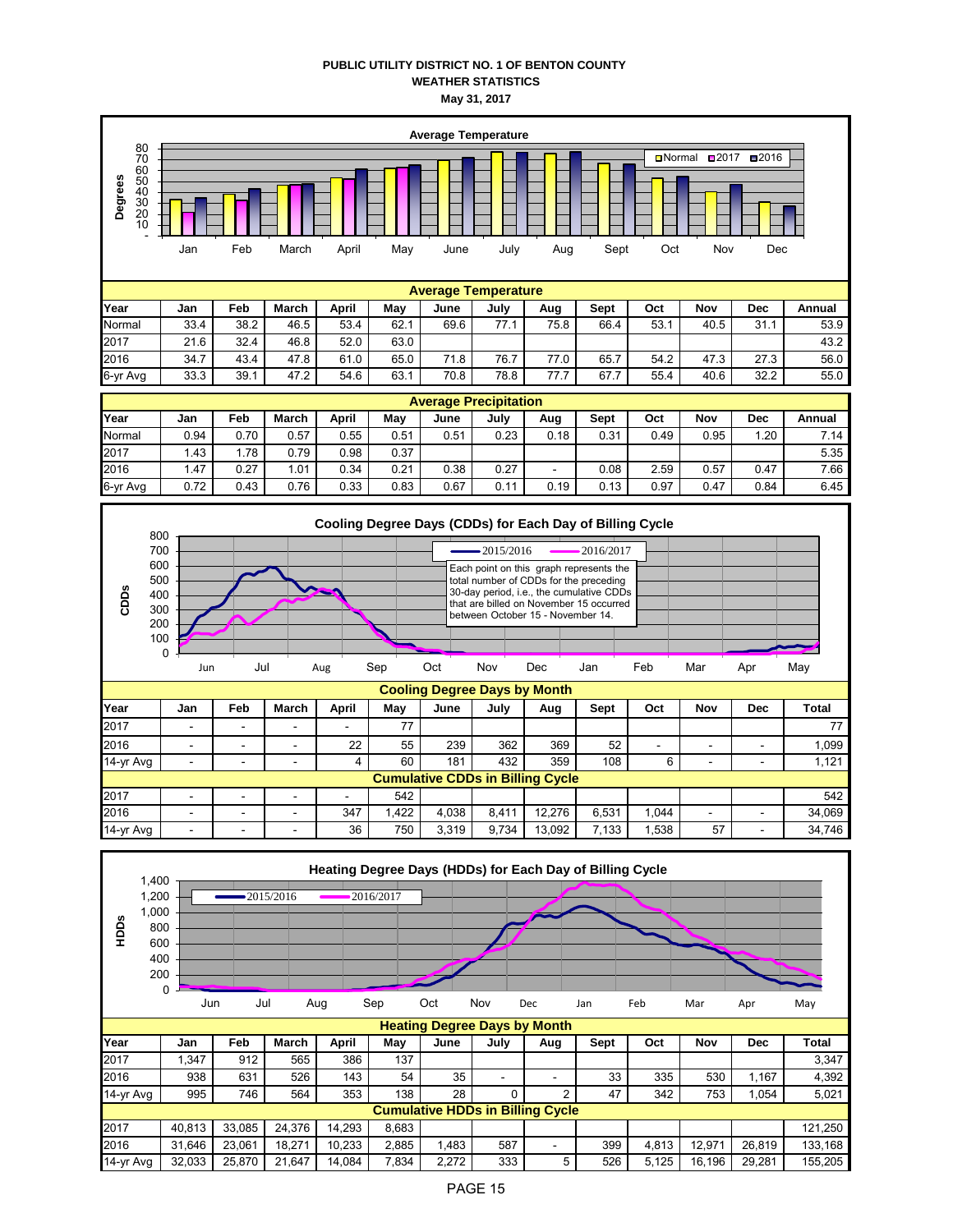# PUBLIC UTILITY DISTRICT NO. 1 OF BENTON COUNTY
## WEATHER STATISTICS
### May 31, 2017

**Average Temperature**

| Year | Jan | Feb | March | April | May | June | July | Aug | Sept | Oct | Nov | Dec | Annual |
|---|---|---|---|---|---|---|---|---|---|---|---|---|---|
| Normal | 33.4 | 38.2 | 46.5 | 53.4 | 62.1 | 69.6 | 77.1 | 75.8 | 66.4 | 53.1 | 40.5 | 31.1 | 53.9 |
| 2017 | 21.6 | 32.4 | 46.8 | 52.0 | 63.0 | | | | | | | | 43.2 |
| 2016 | 34.7 | 43.4 | 47.8 | 61.0 | 65.0 | 71.8 | 76.7 | 77.0 | 65.7 | 54.2 | 47.3 | 27.3 | 56.0 |
| 6-yr Avg | 33.3 | 39.1 | 47.2 | 54.6 | 63.1 | 70.8 | 78.8 | 77.7 | 67.7 | 55.4 | 40.6 | 32.2 | 55.0 |

**Average Precipitation**

| Year | Jan | Feb | March | April | May | June | July | Aug | Sept | Oct | Nov | Dec | Annual |
|---|---|---|---|---|---|---|---|---|---|---|---|---|---|
| Normal | 0.94 | 0.70 | 0.57 | 0.55 | 0.51 | 0.51 | 0.23 | 0.18 | 0.31 | 0.49 | 0.95 | 1.20 | 7.14 |
| 2017 | 1.43 | 1.78 | 0.79 | 0.98 | 0.37 | | | | | | | | 5.35 |
| 2016 | 1.47 | 0.27 | 1.01 | 0.34 | 0.21 | 0.38 | 0.27 | - | 0.08 | 2.59 | 0.57 | 0.47 | 7.66 |
| 6-yr Avg | 0.72 | 0.43 | 0.76 | 0.33 | 0.83 | 0.67 | 0.11 | 0.19 | 0.13 | 0.97 | 0.47 | 0.84 | 6.45 |

**Cooling Degree Days (CDDs) for Each Day of Billing Cycle**

Each point on this graph represents the total number of CDDs for the preceding 30-day period, i.e., the cumulative CDDs that are billed on November 15 occurred between October 15 - November 14.

**Cooling Degree Days by Month**

| Year | Jan | Feb | March | April | May | June | July | Aug | Sept | Oct | Nov | Dec | Total |
|---|---|---|---|---|---|---|---|---|---|---|---|---|---|
| 2017 | - | - | - | - | 77 | | | | | | | | 77 |
| 2016 | - | - | - | 22 | 55 | 239 | 362 | 369 | 52 | - | - | - | 1,099 |
| 14-yr Avg | - | - | - | 4 | 60 | 181 | 432 | 359 | 108 | 6 | - | - | 1,121 |
| **Cumulative CDDs in Billing Cycle** | | | | | | | | | | | | | |
| 2017 | - | - | - | - | 542 | | | | | | | | 542 |
| 2016 | - | - | - | 347 | 1,422 | 4,038 | 8,411 | 12,276 | 6,531 | 1,044 | - | - | 34,069 |
| 14-yr Avg | - | - | - | 36 | 750 | 3,319 | 9,734 | 13,092 | 7,133 | 1,538 | 57 | - | 34,746 |

**Heating Degree Days (HDDs) for Each Day of Billing Cycle**

**Heating Degree Days by Month**

| Year | Jan | Feb | March | April | May | June | July | Aug | Sept | Oct | Nov | Dec | Total |
|---|---|---|---|---|---|---|---|---|---|---|---|---|---|
| 2017 | 1,347 | 912 | 565 | 386 | 137 | | | | | | | | 3,347 |
| 2016 | 938 | 631 | 526 | 143 | 54 | 35 | - | - | 33 | 335 | 530 | 1,167 | 4,392 |
| 14-yr Avg | 995 | 746 | 564 | 353 | 138 | 28 | 0 | 2 | 47 | 342 | 753 | 1,054 | 5,021 |
| **Cumulative HDDs in Billing Cycle** | | | | | | | | | | | | | |
| 2017 | 40,813 | 33,085 | 24,376 | 14,293 | 8,683 | | | | | | | | 121,250 |
| 2016 | 31,646 | 23,061 | 18,271 | 10,233 | 2,885 | 1,483 | 587 | - | 399 | 4,813 | 12,971 | 26,819 | 133,168 |
| 14-yr Avg | 32,033 | 25,870 | 21,647 | 14,084 | 7,834 | 2,272 | 333 | 5 | 526 | 5,125 | 16,196 | 29,281 | 155,205 |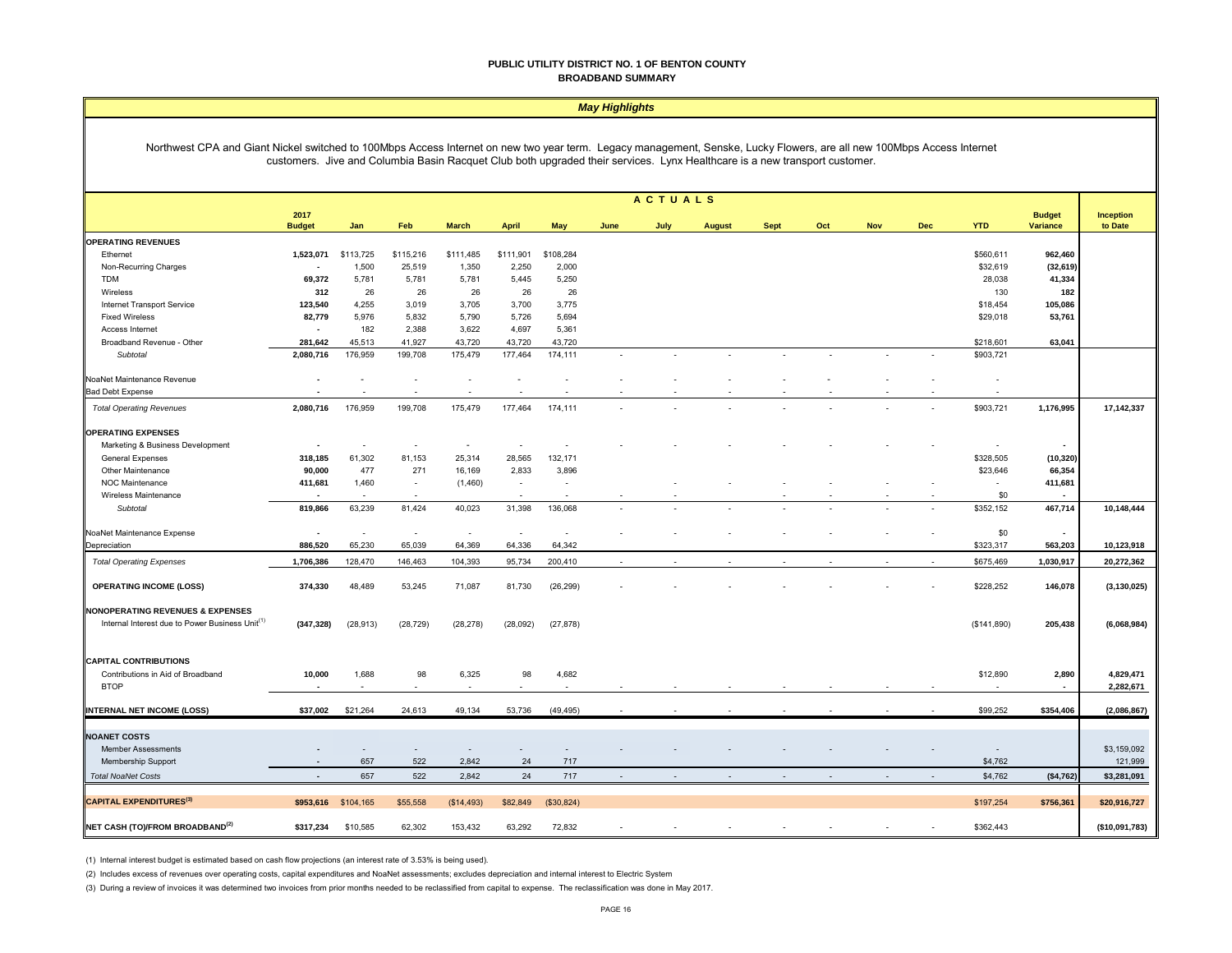**PUBLIC UTILITY DISTRICT NO. 1 OF BENTON COUNTY**
**BROADBAND SUMMARY**

***May Highlights***

Northwest CPA and Giant Nickel switched to 100Mbps Access Internet on new two year term. Legacy management, Senske, Lucky Flowers, are all new 100Mbps Access Internet customers. Jive and Columbia Basin Racquet Club both upgraded their services. Lynx Healthcare is a new transport customer.

| | 2017 Budget | ACTUALS Jan | Feb | March | April | May | June | July | August | Sept | Oct | Nov | Dec | YTD | Budget Variance | Inception to Date |
|---|---|---|---|---|---|---|---|---|---|---|---|---|---|---|---|---|
| **OPERATING REVENUES** | | | | | | | | | | | | | | | | |
| Ethernet | 1,523,071 | $113,725 | $115,216 | $111,485 | $111,901 | $108,284 | | | | | | | | $560,611 | 962,460 | |
| Non-Recurring Charges | - | 1,500 | 25,519 | 1,350 | 2,250 | 2,000 | | | | | | | | $32,619 | (32,619) | |
| TDM | 69,372 | 5,781 | 5,781 | 5,781 | 5,445 | 5,250 | | | | | | | | 28,038 | 41,334 | |
| Wireless | 312 | 26 | 26 | 26 | 26 | 26 | | | | | | | | 130 | 182 | |
| Internet Transport Service | 123,540 | 4,255 | 3,019 | 3,705 | 3,700 | 3,775 | | | | | | | | $18,454 | 105,086 | |
| Fixed Wireless | 82,779 | 5,976 | 5,832 | 5,790 | 5,726 | 5,694 | | | | | | | | $29,018 | 53,761 | |
| Access Internet | - | 182 | 2,388 | 3,622 | 4,697 | 5,361 | | | | | | | | | | |
| Broadband Revenue - Other | 281,642 | 45,513 | 41,927 | 43,720 | 43,720 | 43,720 | | | | | | | | $218,601 | 63,041 | |
| *Subtotal* | 2,080,716 | 176,959 | 199,708 | 175,479 | 177,464 | 174,111 | - | - | - | - | - | - | - | $903,721 | | |
| NoaNet Maintenance Revenue | - | - | - | - | - | - | - | - | - | - | - | - | - | - | | |
| Bad Debt Expense | - | - | - | - | - | - | - | - | - | - | - | - | - | - | | |
| *Total Operating Revenues* | 2,080,716 | 176,959 | 199,708 | 175,479 | 177,464 | 174,111 | - | - | - | - | - | - | - | $903,721 | 1,176,995 | 17,142,337 |
| **OPERATING EXPENSES** | | | | | | | | | | | | | | | | |
| Marketing & Business Development | - | - | - | - | - | - | - | - | - | - | - | - | - | - | - | |
| General Expenses | 318,185 | 61,302 | 81,153 | 25,314 | 28,565 | 132,171 | | | | | | | | $328,505 | (10,320) | |
| Other Maintenance | 90,000 | 477 | 271 | 16,169 | 2,833 | 3,896 | | | | | | | | $23,646 | 66,354 | |
| NOC Maintenance | 411,681 | 1,460 | - | (1,460) | - | - | - | - | - | - | - | - | - | - | 411,681 | |
| Wireless Maintenance | - | - | - | - | - | - | - | - | - | - | - | - | - | $0 | - | |
| *Subtotal* | 819,866 | 63,239 | 81,424 | 40,023 | 31,398 | 136,068 | - | - | - | - | - | - | - | $352,152 | 467,714 | 10,148,444 |
| NoaNet Maintenance Expense | - | - | - | - | - | - | - | - | - | - | - | - | - | $0 | - | |
| Depreciation | 886,520 | 65,230 | 65,039 | 64,369 | 64,336 | 64,342 | | | | | | | | $323,317 | 563,203 | 10,123,918 |
| *Total Operating Expenses* | 1,706,386 | 128,470 | 146,463 | 104,393 | 95,734 | 200,410 | - | - | - | - | - | - | - | $675,469 | 1,030,917 | 20,272,362 |
| **OPERATING INCOME (LOSS)** | 374,330 | 48,489 | 53,245 | 71,087 | 81,730 | (26,299) | - | - | - | - | - | - | - | $228,252 | 146,078 | (3,130,025) |
| **NONOPERATING REVENUES & EXPENSES** | | | | | | | | | | | | | | | | |
| Internal Interest due to Power Business Unit[1] | (347,328) | (28,913) | (28,729) | (28,278) | (28,092) | (27,878) | | | | | | | | ($141,890) | 205,438 | (6,068,984) |
| **CAPITAL CONTRIBUTIONS** | | | | | | | | | | | | | | | | |
| Contributions in Aid of Broadband | 10,000 | 1,688 | 98 | 6,325 | 98 | 4,682 | | | | | | | | $12,890 | 2,890 | 4,829,471 |
| BTOP | - | - | - | - | - | - | - | - | - | - | - | - | - | - | - | 2,282,671 |
| **INTERNAL NET INCOME (LOSS)** | $37,002 | $21,264 | 24,613 | 49,134 | 53,736 | (49,495) | - | - | - | - | - | - | - | $99,252 | $354,406 | (2,086,867) |
| **NOANET COSTS** | | | | | | | | | | | | | | | | |
| Member Assessments | - | - | - | - | - | - | - | - | - | - | - | - | - | - | | $3,159,092 |
| Membership Support | - | 657 | 522 | 2,842 | 24 | 717 | | | | | | | | $4,762 | | 121,999 |
| *Total NoaNet Costs* | - | 657 | 522 | 2,842 | 24 | 717 | - | - | - | - | - | - | - | $4,762 | ($4,762) | $3,281,091 |
| **CAPITAL EXPENDITURES[3]** | $953,616 | $104,165 | $55,558 | ($14,493) | $82,849 | ($30,824) | | | | | | | | $197,254 | $756,361 | $20,916,727 |
| **NET CASH (TO)/FROM BROADBAND[2]** | $317,234 | $10,585 | 62,302 | 153,432 | 63,292 | 72,832 | - | - | - | - | - | - | - | $362,443 | | ($10,091,783) |

(1) Internal interest budget is estimated based on cash flow projections (an interest rate of 3.53% is being used).

(2) Includes excess of revenues over operating costs, capital expenditures and NoaNet assessments; excludes depreciation and internal interest to Electric System

(3) During a review of invoices it was determined two invoices from prior months needed to be reclassified from capital to expense. The reclassification was done in May 2017.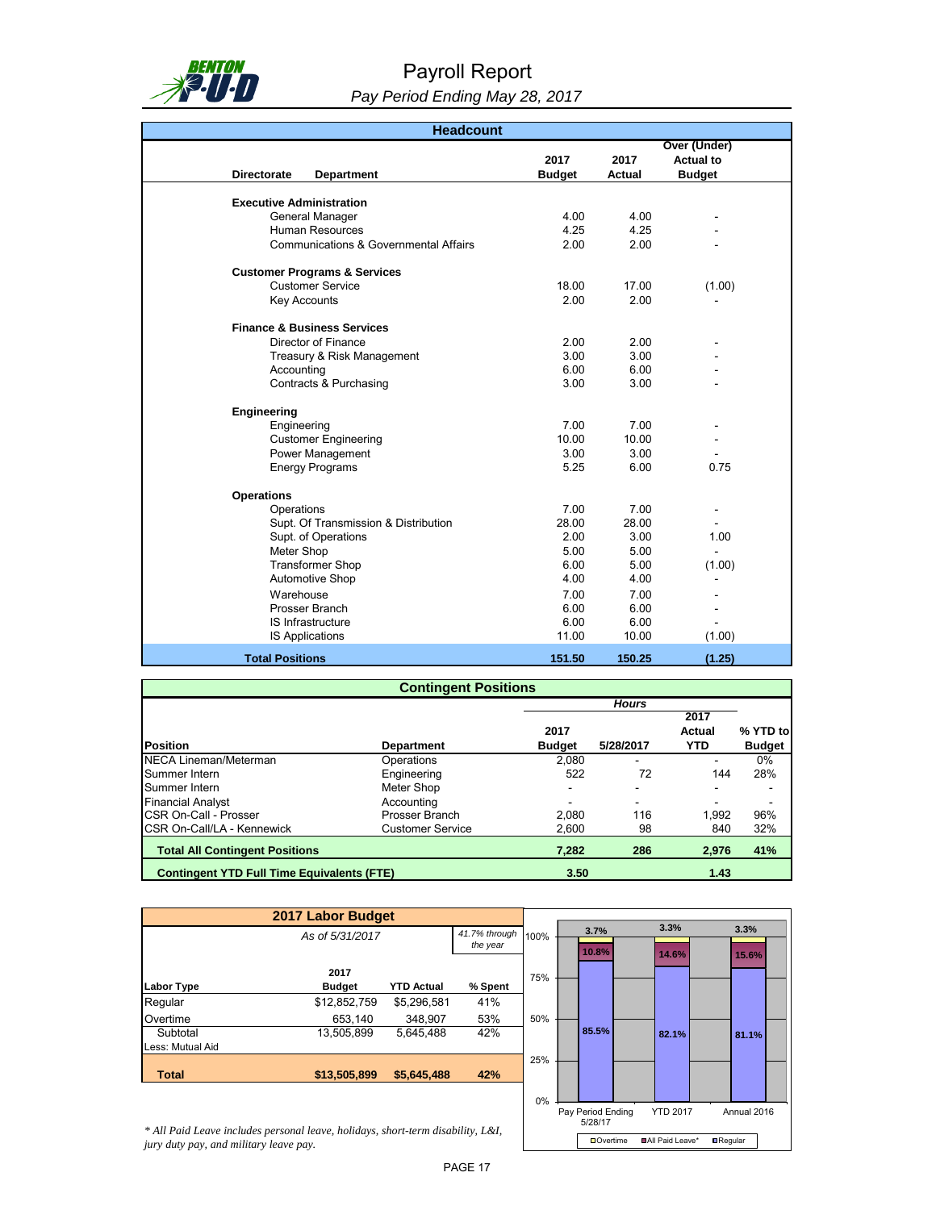# Payroll Report

*Pay Period Ending May 28, 2017*

BENTON P.U.D

## Headcount

| Directorate / Department | 2017 Budget | 2017 Actual | Over (Under) Actual to Budget |
|---|---|---|---|
| **Executive Administration** | | | |
| General Manager | 4.00 | 4.00 | - |
| Human Resources | 4.25 | 4.25 | - |
| Communications & Governmental Affairs | 2.00 | 2.00 | - |
| **Customer Programs & Services** | | | |
| Customer Service | 18.00 | 17.00 | (1.00) |
| Key Accounts | 2.00 | 2.00 | - |
| **Finance & Business Services** | | | |
| Director of Finance | 2.00 | 2.00 | - |
| Treasury & Risk Management | 3.00 | 3.00 | - |
| Accounting | 6.00 | 6.00 | - |
| Contracts & Purchasing | 3.00 | 3.00 | - |
| **Engineering** | | | |
| Engineering | 7.00 | 7.00 | - |
| Customer Engineering | 10.00 | 10.00 | - |
| Power Management | 3.00 | 3.00 | - |
| Energy Programs | 5.25 | 6.00 | 0.75 |
| **Operations** | | | |
| Operations | 7.00 | 7.00 | - |
| Supt. Of Transmission & Distribution | 28.00 | 28.00 | - |
| Supt. of Operations | 2.00 | 3.00 | 1.00 |
| Meter Shop | 5.00 | 5.00 | - |
| Transformer Shop | 6.00 | 5.00 | (1.00) |
| Automotive Shop | 4.00 | 4.00 | - |
| Warehouse | 7.00 | 7.00 | - |
| Prosser Branch | 6.00 | 6.00 | - |
| IS Infrastructure | 6.00 | 6.00 | - |
| IS Applications | 11.00 | 10.00 | (1.00) |
| **Total Positions** | **151.50** | **150.25** | **(1.25)** |

## Contingent Positions

| Position | Department | Hours: 2017 Budget | Hours: 5/28/2017 | Hours: 2017 Actual YTD | % YTD to Budget |
|---|---|---|---|---|---|
| NECA Lineman/Meterman | Operations | 2,080 | - | - | 0% |
| Summer Intern | Engineering | 522 | 72 | 144 | 28% |
| Summer Intern | Meter Shop | - | - | - | - |
| Financial Analyst | Accounting | - | - | - | - |
| CSR On-Call - Prosser | Prosser Branch | 2,080 | 116 | 1,992 | 96% |
| CSR On-Call/LA - Kennewick | Customer Service | 2,600 | 98 | 840 | 32% |
| **Total All Contingent Positions** | | **7,282** | **286** | **2,976** | **41%** |
| **Contingent YTD Full Time Equivalents (FTE)** | | **3.50** | | **1.43** | |

## 2017 Labor Budget

*As of 5/31/2017* — *41.7% through the year*

| Labor Type | 2017 Budget | YTD Actual | % Spent |
|---|---|---|---|
| Regular | $12,852,759 | $5,296,581 | 41% |
| Overtime | 653,140 | 348,907 | 53% |
| Subtotal | 13,505,899 | 5,645,488 | 42% |
| Less: Mutual Aid | | | |
| **Total** | **$13,505,899** | **$5,645,488** | **42%** |

100%
75%
50%
25%
0%

Pay Period Ending 5/28/17: 3.7%, 10.8%, 85.5%
YTD 2017: 3.3%, 14.6%, 82.1%
Annual 2016: 3.3%, 15.6%, 81.1%

Overtime   All Paid Leave*   Regular

*\* All Paid Leave includes personal leave, holidays, short-term disability, L&I, jury duty pay, and military leave pay.*